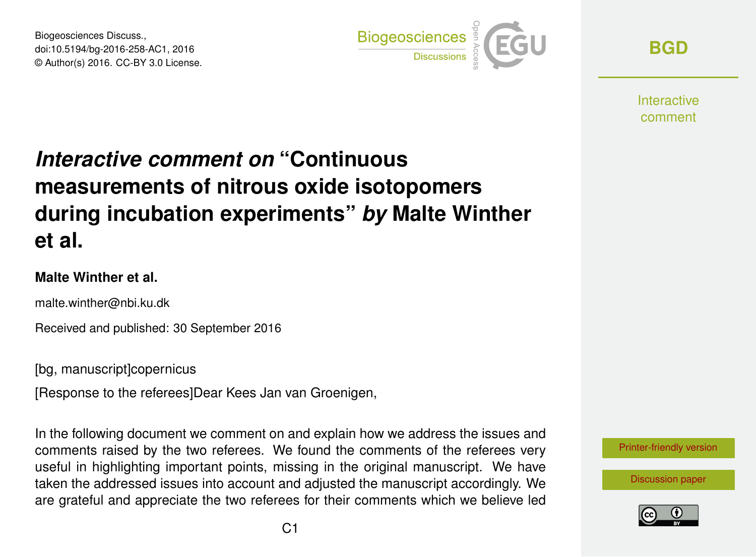# *Interactive comment on* "Continuous measurements of nitrous oxide isotopomers during incubation experiments" *by* Malte Winther et al.

**Malte Winther et al.**

malte.winther@nbi.ku.dk

Received and published: 30 September 2016

[bg, manuscript]copernicus

[Response to the referees]Dear Kees Jan van Groenigen,

In the following document we comment on and explain how we address the issues and comments raised by the two referees. We found the comments of the referees very useful in highlighting important points, missing in the original manuscript. We have taken the addressed issues into account and adjusted the manuscript accordingly. We are grateful and appreciate the two referees for their comments which we believe led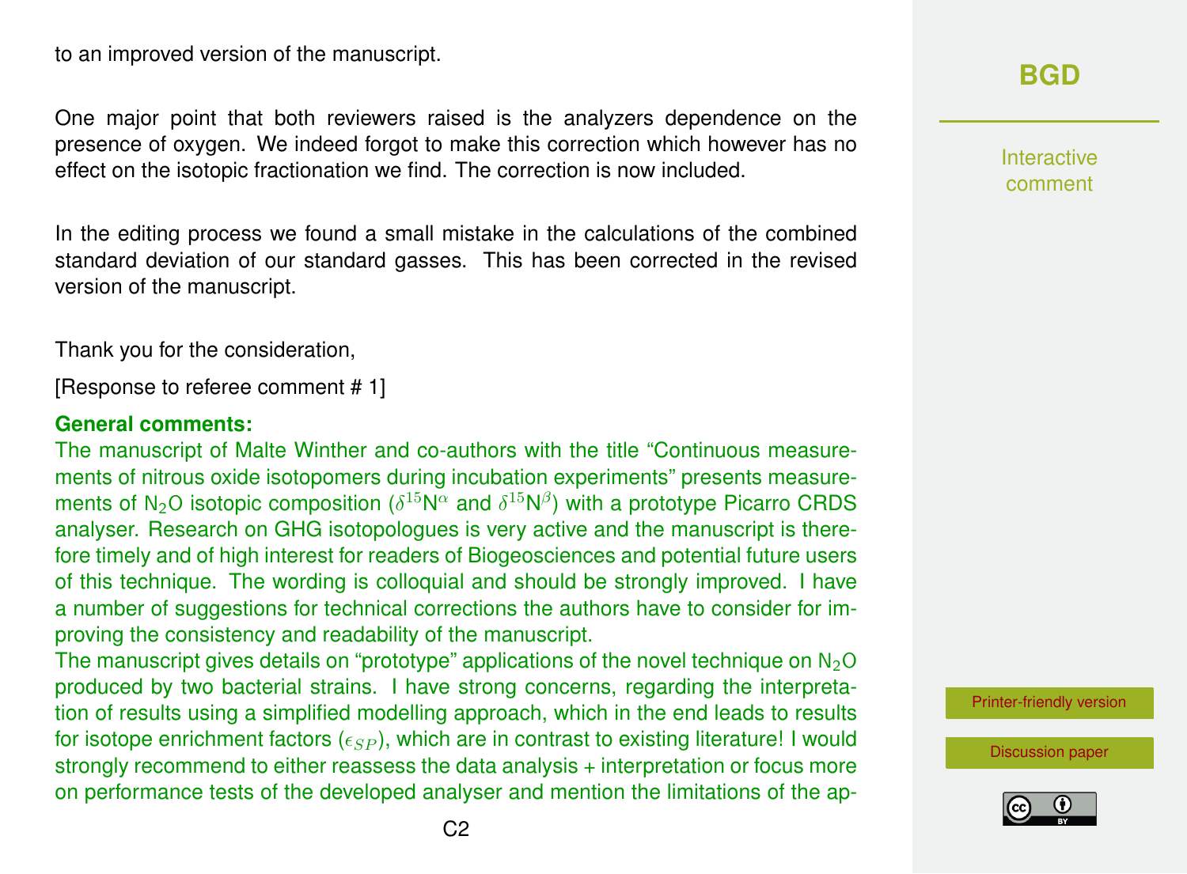to an improved version of the manuscript.

One major point that both reviewers raised is the analyzers dependence on the presence of oxygen. We indeed forgot to make this correction which however has no effect on the isotopic fractionation we find. The correction is now included.

In the editing process we found a small mistake in the calculations of the combined standard deviation of our standard gasses. This has been corrected in the revised version of the manuscript.

Thank you for the consideration,

[Response to referee comment # 1]

**General comments:**

The manuscript of Malte Winther and co-authors with the title "Continuous measurements of nitrous oxide isotopomers during incubation experiments" presents measurements of $N_2O$ isotopic composition ($\delta^{15}N^{\alpha}$ and $\delta^{15}N^{\beta}$) with a prototype Picarro CRDS analyser. Research on GHG isotopologues is very active and the manuscript is therefore timely and of high interest for readers of Biogeosciences and potential future users of this technique. The wording is colloquial and should be strongly improved. I have a number of suggestions for technical corrections the authors have to consider for improving the consistency and readability of the manuscript.

The manuscript gives details on "prototype" applications of the novel technique on $N_2O$ produced by two bacterial strains. I have strong concerns, regarding the interpretation of results using a simplified modelling approach, which in the end leads to results for isotope enrichment factors ($\epsilon_{SP}$), which are in contrast to existing literature! I would strongly recommend to either reassess the data analysis + interpretation or focus more on performance tests of the developed analyser and mention the limitations of the ap-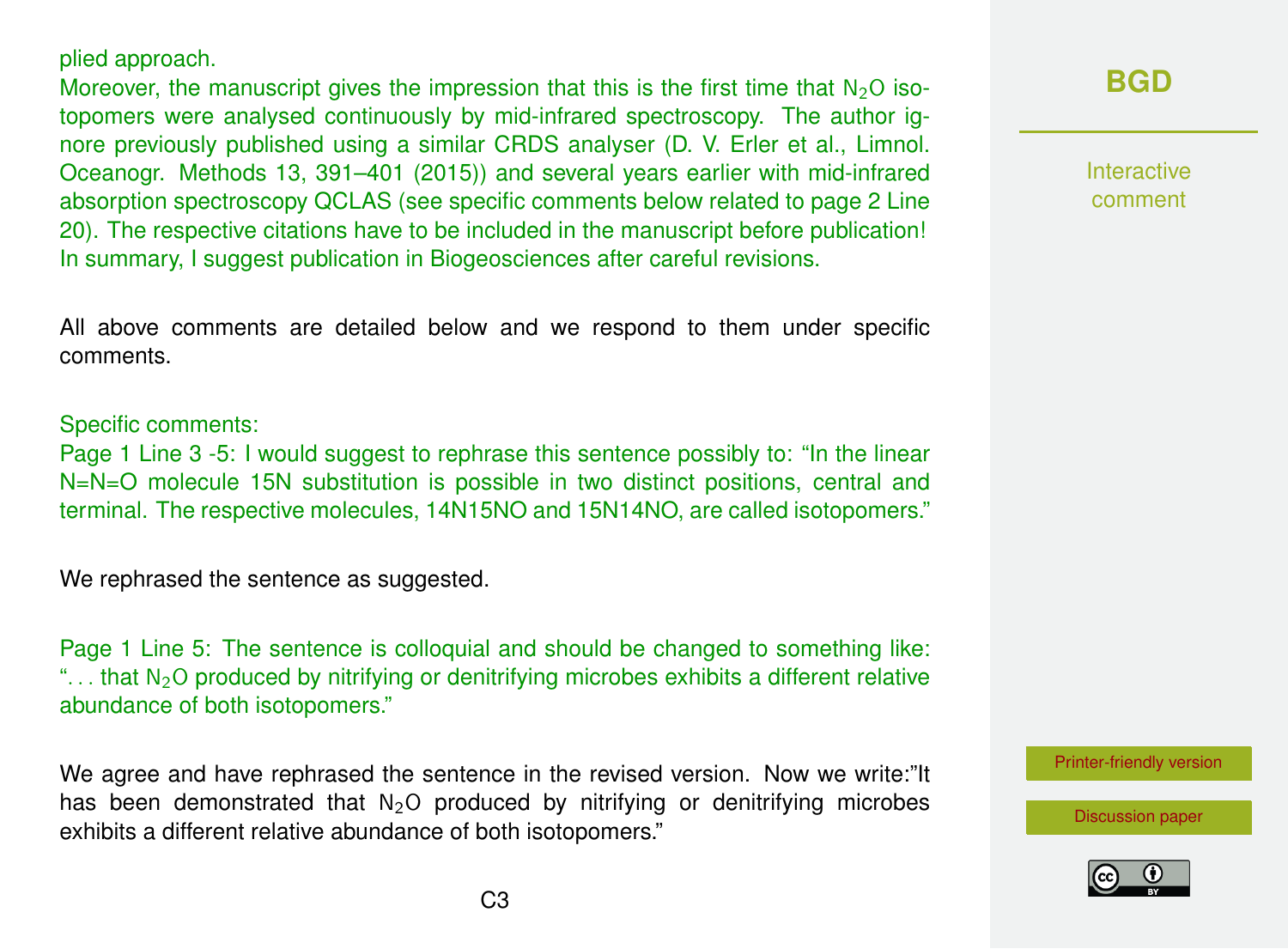plied approach.

Moreover, the manuscript gives the impression that this is the first time that $N_2O$ isotopomers were analysed continuously by mid-infrared spectroscopy. The author ignore previously published using a similar CRDS analyser (D. V. Erler et al., Limnol. Oceanogr. Methods 13, 391–401 (2015)) and several years earlier with mid-infrared absorption spectroscopy QCLAS (see specific comments below related to page 2 Line 20). The respective citations have to be included in the manuscript before publication! In summary, I suggest publication in Biogeosciences after careful revisions.

All above comments are detailed below and we respond to them under specific comments.

Specific comments:

Page 1 Line 3 -5: I would suggest to rephrase this sentence possibly to: "In the linear N=N=O molecule 15N substitution is possible in two distinct positions, central and terminal. The respective molecules, 14N15NO and 15N14NO, are called isotopomers."

We rephrased the sentence as suggested.

Page 1 Line 5: The sentence is colloquial and should be changed to something like: ". . . that $N_2O$ produced by nitrifying or denitrifying microbes exhibits a different relative abundance of both isotopomers."

We agree and have rephrased the sentence in the revised version. Now we write:"It has been demonstrated that $N_2O$ produced by nitrifying or denitrifying microbes exhibits a different relative abundance of both isotopomers."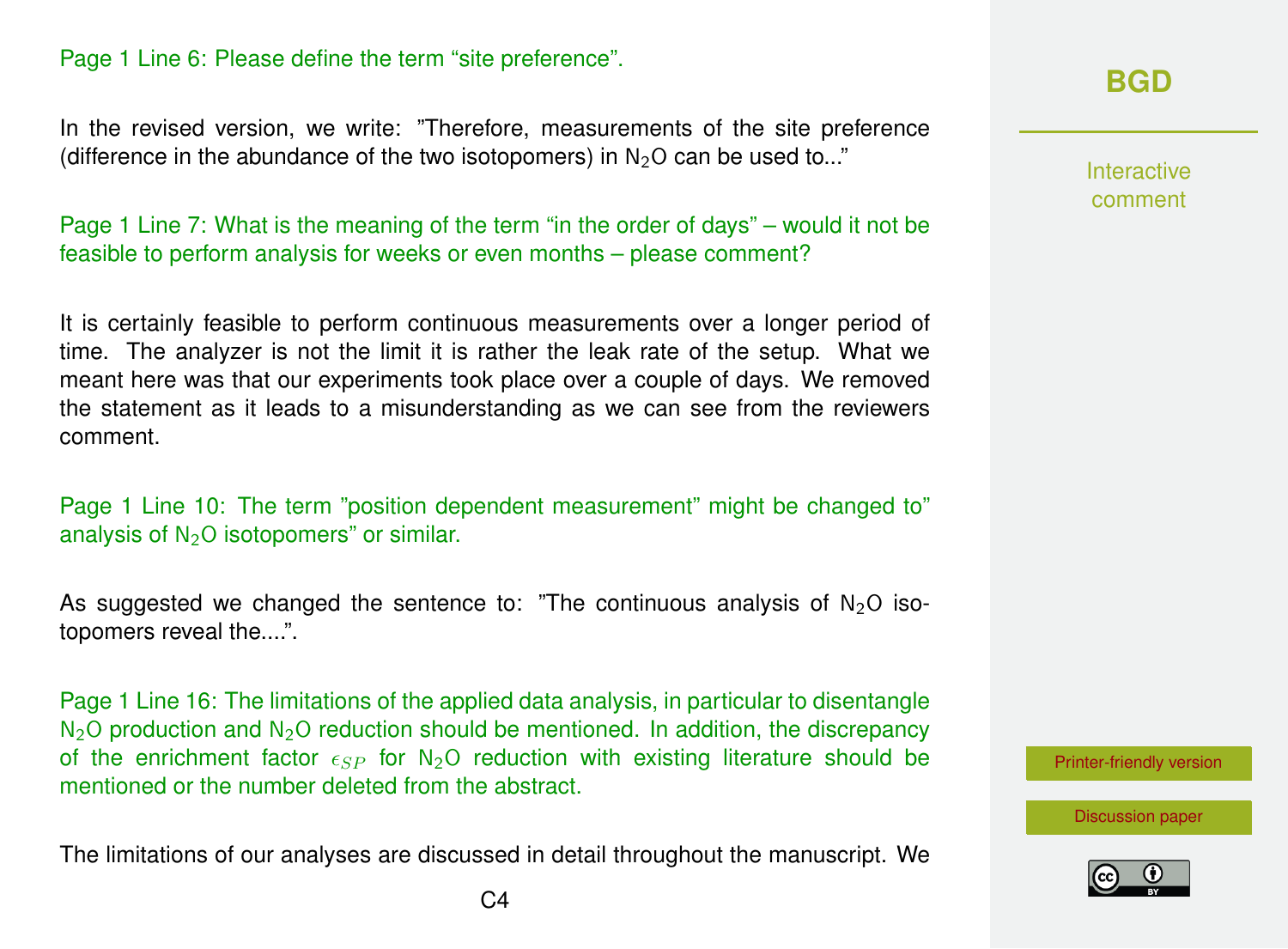Page 1 Line 6: Please define the term "site preference".

In the revised version, we write: "Therefore, measurements of the site preference (difference in the abundance of the two isotopomers) in $N_2O$ can be used to..."

Page 1 Line 7: What is the meaning of the term "in the order of days" – would it not be feasible to perform analysis for weeks or even months – please comment?

It is certainly feasible to perform continuous measurements over a longer period of time. The analyzer is not the limit it is rather the leak rate of the setup. What we meant here was that our experiments took place over a couple of days. We removed the statement as it leads to a misunderstanding as we can see from the reviewers comment.

Page 1 Line 10: The term "position dependent measurement" might be changed to" analysis of $N_2O$ isotopomers" or similar.

As suggested we changed the sentence to: "The continuous analysis of $N_2O$ isotopomers reveal the....".

Page 1 Line 16: The limitations of the applied data analysis, in particular to disentangle $N_2O$ production and $N_2O$ reduction should be mentioned. In addition, the discrepancy of the enrichment factor $\epsilon_{SP}$ for $N_2O$ reduction with existing literature should be mentioned or the number deleted from the abstract.

The limitations of our analyses are discussed in detail throughout the manuscript. We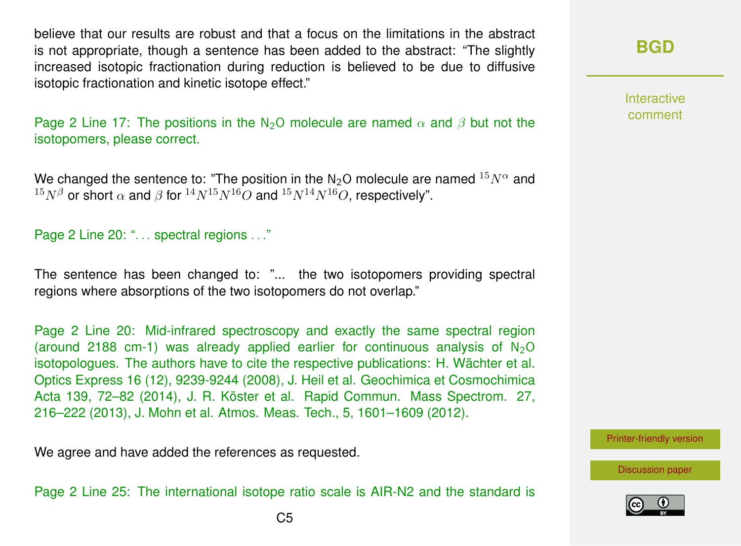believe that our results are robust and that a focus on the limitations in the abstract is not appropriate, though a sentence has been added to the abstract: "The slightly increased isotopic fractionation during reduction is believed to be due to diffusive isotopic fractionation and kinetic isotope effect."

Page 2 Line 17: The positions in the $N_2O$ molecule are named $\alpha$ and $\beta$ but not the isotopomers, please correct.

We changed the sentence to: "The position in the $N_2O$ molecule are named $^{15}N^{\alpha}$ and $^{15}N^{\beta}$ or short $\alpha$ and $\beta$ for $^{14}N^{15}N^{16}O$ and $^{15}N^{14}N^{16}O$, respectively".

Page 2 Line 20: "... spectral regions ..."

The sentence has been changed to: "... the two isotopomers providing spectral regions where absorptions of the two isotopomers do not overlap."

Page 2 Line 20: Mid-infrared spectroscopy and exactly the same spectral region (around 2188 cm-1) was already applied earlier for continuous analysis of $N_2O$ isotopologues. The authors have to cite the respective publications: H. Wächter et al. Optics Express 16 (12), 9239-9244 (2008), J. Heil et al. Geochimica et Cosmochimica Acta 139, 72–82 (2014), J. R. Köster et al. Rapid Commun. Mass Spectrom. 27, 216–222 (2013), J. Mohn et al. Atmos. Meas. Tech., 5, 1601–1609 (2012).

We agree and have added the references as requested.

Page 2 Line 25: The international isotope ratio scale is AIR-N2 and the standard is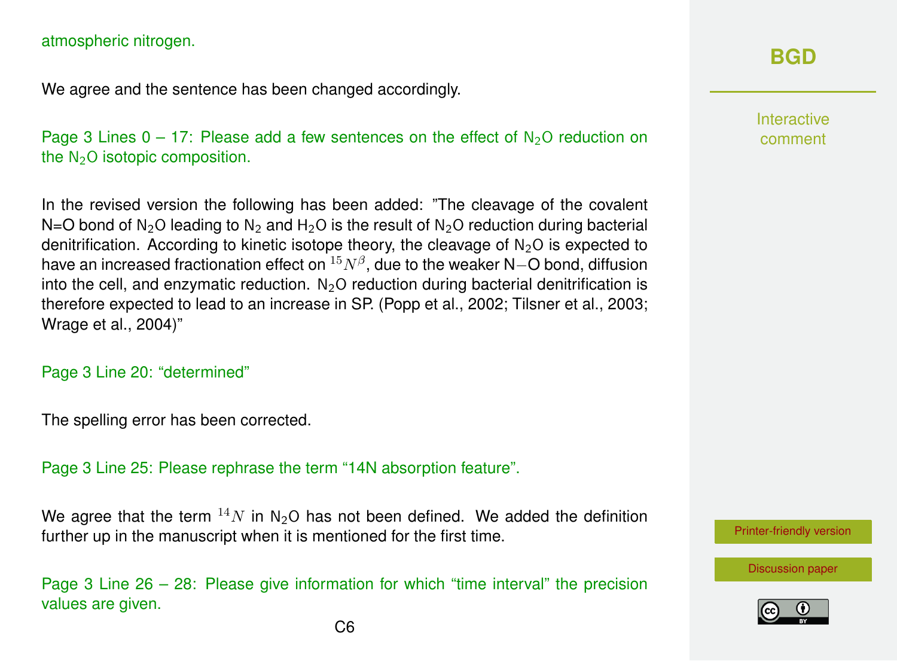atmospheric nitrogen.

We agree and the sentence has been changed accordingly.

Page 3 Lines 0 – 17: Please add a few sentences on the effect of $N_2O$ reduction on the $N_2O$ isotopic composition.

In the revised version the following has been added: "The cleavage of the covalent N=O bond of $N_2O$ leading to $N_2$ and $H_2O$ is the result of $N_2O$ reduction during bacterial denitrification. According to kinetic isotope theory, the cleavage of $N_2O$ is expected to have an increased fractionation effect on $^{15}N^{\beta}$, due to the weaker N−O bond, diffusion into the cell, and enzymatic reduction. $N_2O$ reduction during bacterial denitrification is therefore expected to lead to an increase in SP. (Popp et al., 2002; Tilsner et al., 2003; Wrage et al., 2004)"

Page 3 Line 20: "determined"

The spelling error has been corrected.

Page 3 Line 25: Please rephrase the term "14N absorption feature".

We agree that the term $^{14}N$ in $N_2O$ has not been defined. We added the definition further up in the manuscript when it is mentioned for the first time.

Page 3 Line 26 – 28: Please give information for which "time interval" the precision values are given.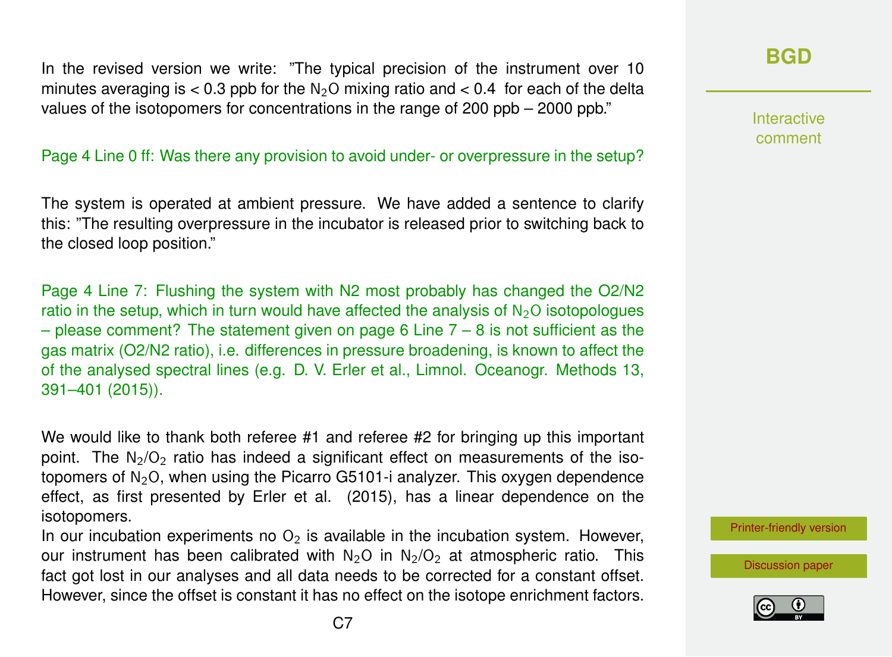In the revised version we write: "The typical precision of the instrument over 10 minutes averaging is < 0.3 ppb for the $N_2O$ mixing ratio and < 0.4 for each of the delta values of the isotopomers for concentrations in the range of 200 ppb – 2000 ppb."

Page 4 Line 0 ff: Was there any provision to avoid under- or overpressure in the setup?

The system is operated at ambient pressure. We have added a sentence to clarify this: "The resulting overpressure in the incubator is released prior to switching back to the closed loop position."

Page 4 Line 7: Flushing the system with N2 most probably has changed the O2/N2 ratio in the setup, which in turn would have affected the analysis of $N_2O$ isotopologues – please comment? The statement given on page 6 Line 7 – 8 is not sufficient as the gas matrix (O2/N2 ratio), i.e. differences in pressure broadening, is known to affect the of the analysed spectral lines (e.g. D. V. Erler et al., Limnol. Oceanogr. Methods 13, 391–401 (2015)).

We would like to thank both referee #1 and referee #2 for bringing up this important point. The $N_2/O_2$ ratio has indeed a significant effect on measurements of the isotopomers of $N_2O$, when using the Picarro G5101-i analyzer. This oxygen dependence effect, as first presented by Erler et al. (2015), has a linear dependence on the isotopomers.
In our incubation experiments no $O_2$ is available in the incubation system. However, our instrument has been calibrated with $N_2O$ in $N_2/O_2$ at atmospheric ratio. This fact got lost in our analyses and all data needs to be corrected for a constant offset. However, since the offset is constant it has no effect on the isotope enrichment factors.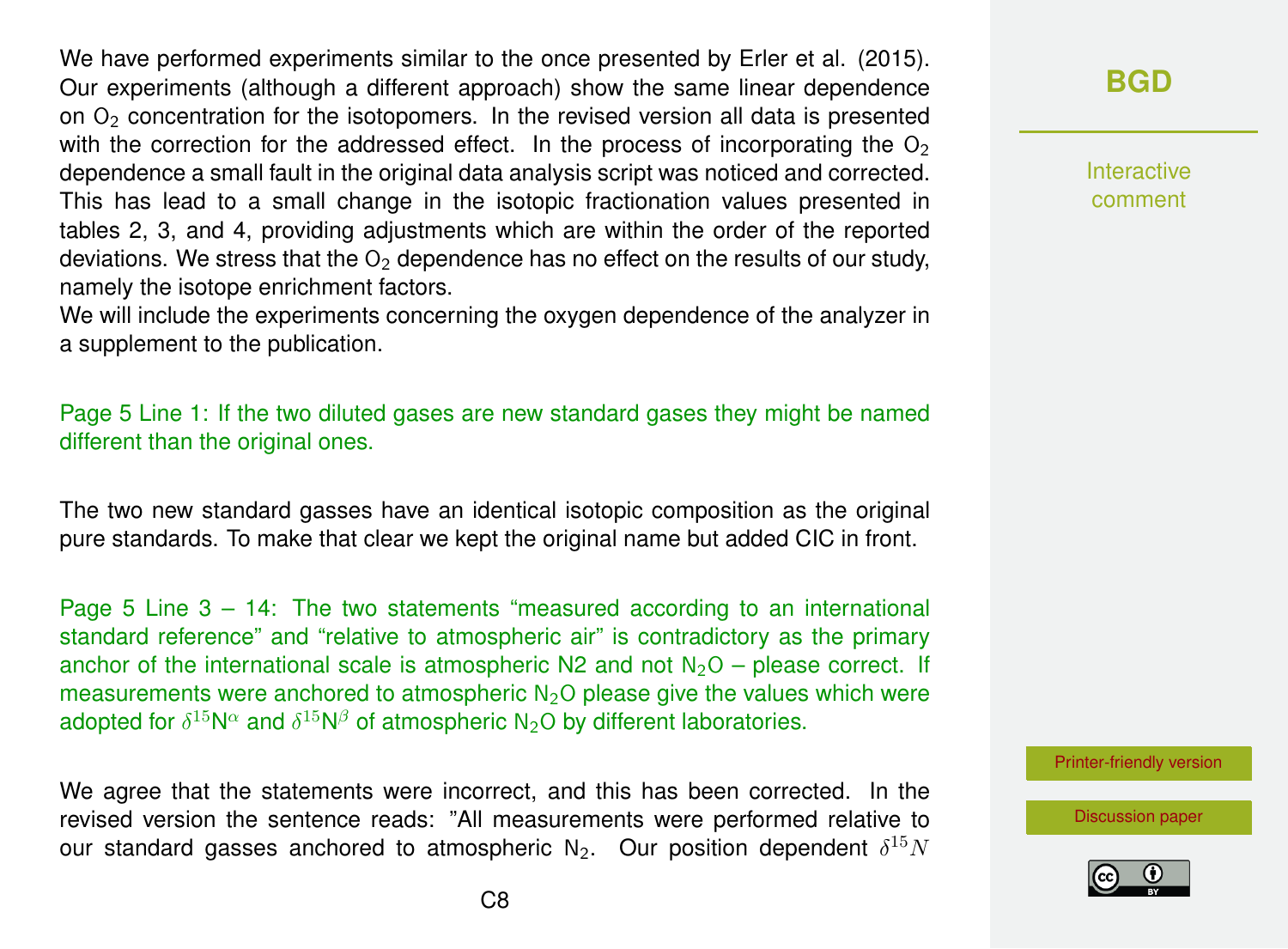We have performed experiments similar to the once presented by Erler et al. (2015). Our experiments (although a different approach) show the same linear dependence on $O_2$ concentration for the isotopomers. In the revised version all data is presented with the correction for the addressed effect. In the process of incorporating the $O_2$ dependence a small fault in the original data analysis script was noticed and corrected. This has lead to a small change in the isotopic fractionation values presented in tables 2, 3, and 4, providing adjustments which are within the order of the reported deviations. We stress that the $O_2$ dependence has no effect on the results of our study, namely the isotope enrichment factors.
We will include the experiments concerning the oxygen dependence of the analyzer in a supplement to the publication.

Page 5 Line 1: If the two diluted gases are new standard gases they might be named different than the original ones.

The two new standard gasses have an identical isotopic composition as the original pure standards. To make that clear we kept the original name but added CIC in front.

Page 5 Line 3 – 14: The two statements "measured according to an international standard reference" and "relative to atmospheric air" is contradictory as the primary anchor of the international scale is atmospheric N2 and not $N_2O$ – please correct. If measurements were anchored to atmospheric $N_2O$ please give the values which were adopted for $\delta^{15}N^{\alpha}$ and $\delta^{15}N^{\beta}$ of atmospheric $N_2O$ by different laboratories.

We agree that the statements were incorrect, and this has been corrected. In the revised version the sentence reads: "All measurements were performed relative to our standard gasses anchored to atmospheric $N_2$. Our position dependent $\delta^{15}N$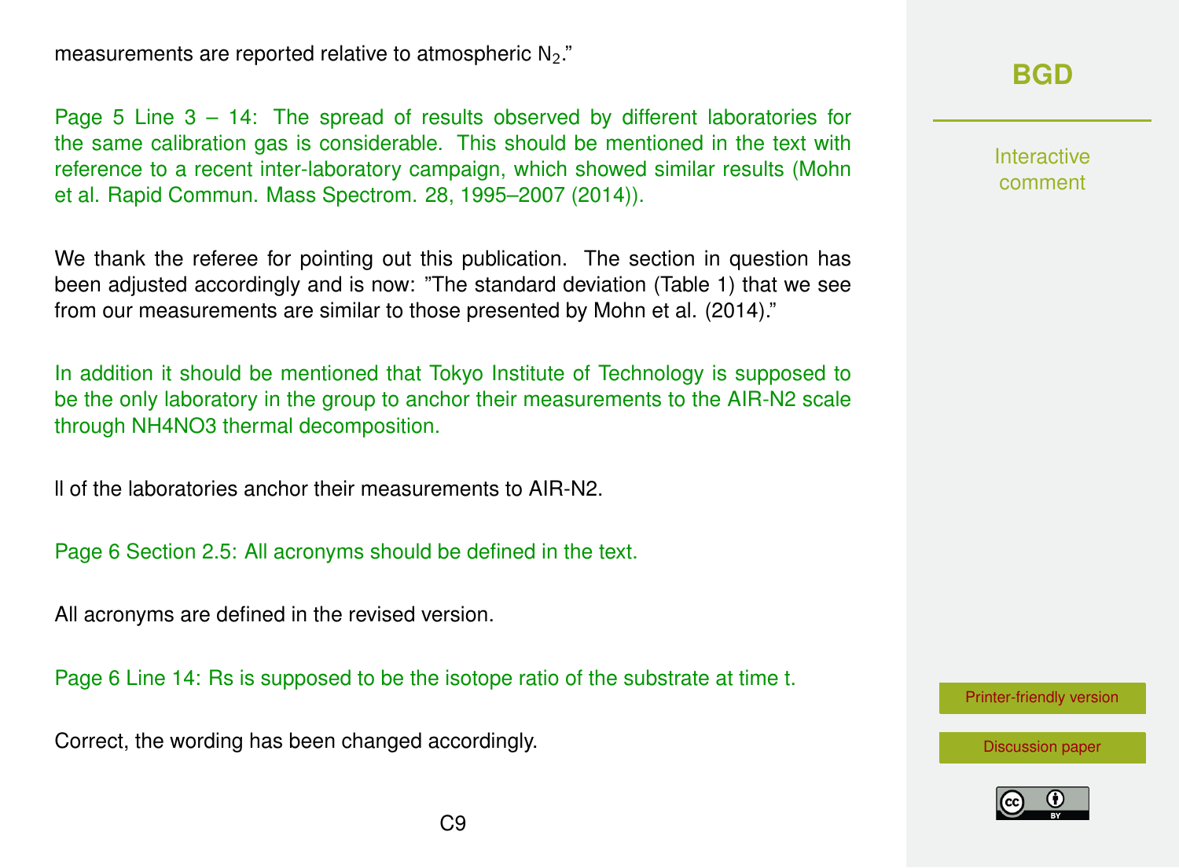measurements are reported relative to atmospheric $N_2$."

Page 5 Line 3 – 14: The spread of results observed by different laboratories for the same calibration gas is considerable. This should be mentioned in the text with reference to a recent inter-laboratory campaign, which showed similar results (Mohn et al. Rapid Commun. Mass Spectrom. 28, 1995–2007 (2014)).

We thank the referee for pointing out this publication. The section in question has been adjusted accordingly and is now: "The standard deviation (Table 1) that we see from our measurements are similar to those presented by Mohn et al. (2014)."

In addition it should be mentioned that Tokyo Institute of Technology is supposed to be the only laboratory in the group to anchor their measurements to the AIR-N2 scale through NH4NO3 thermal decomposition.

ll of the laboratories anchor their measurements to AIR-N2.

Page 6 Section 2.5: All acronyms should be defined in the text.

All acronyms are defined in the revised version.

Page 6 Line 14: Rs is supposed to be the isotope ratio of the substrate at time t.

Correct, the wording has been changed accordingly.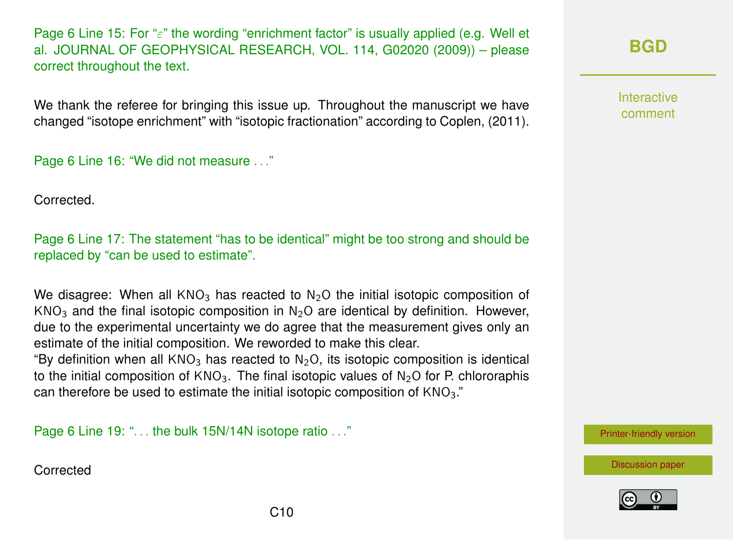Page 6 Line 15: For "$\varepsilon$" the wording "enrichment factor" is usually applied (e.g. Well et al. JOURNAL OF GEOPHYSICAL RESEARCH, VOL. 114, G02020 (2009)) – please correct throughout the text.

We thank the referee for bringing this issue up. Throughout the manuscript we have changed "isotope enrichment" with "isotopic fractionation" according to Coplen, (2011).

Page 6 Line 16: "We did not measure . . ."

Corrected.

Page 6 Line 17: The statement "has to be identical" might be too strong and should be replaced by "can be used to estimate".

We disagree: When all $KNO_3$ has reacted to $N_2O$ the initial isotopic composition of $KNO_3$ and the final isotopic composition in $N_2O$ are identical by definition. However, due to the experimental uncertainty we do agree that the measurement gives only an estimate of the initial composition. We reworded to make this clear.
"By definition when all $KNO_3$ has reacted to $N_2O$, its isotopic composition is identical to the initial composition of $KNO_3$. The final isotopic values of $N_2O$ for P. chlororaphis can therefore be used to estimate the initial isotopic composition of $KNO_3$."

Page 6 Line 19: ". . . the bulk 15N/14N isotope ratio . . ."

Corrected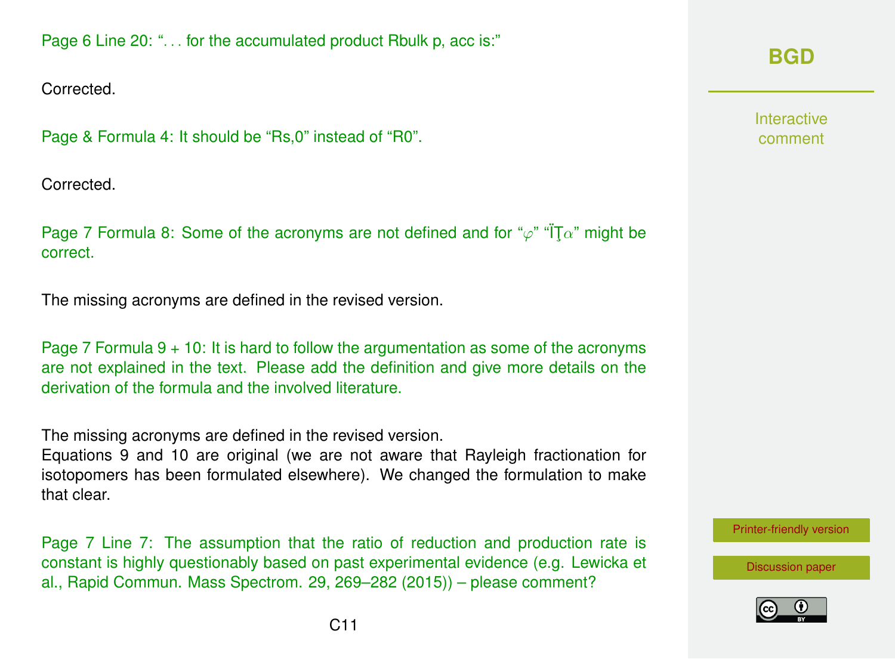Page 6 Line 20: "... for the accumulated product Rbulk p, acc is:"

Corrected.

Page & Formula 4: It should be "Rs,0" instead of "R0".

Corrected.

Page 7 Formula 8: Some of the acronyms are not defined and for "$\varphi$" "ÏŢ$\alpha$" might be correct.

The missing acronyms are defined in the revised version.

Page 7 Formula 9 + 10: It is hard to follow the argumentation as some of the acronyms are not explained in the text. Please add the definition and give more details on the derivation of the formula and the involved literature.

The missing acronyms are defined in the revised version.
Equations 9 and 10 are original (we are not aware that Rayleigh fractionation for isotopomers has been formulated elsewhere). We changed the formulation to make that clear.

Page 7 Line 7: The assumption that the ratio of reduction and production rate is constant is highly questionably based on past experimental evidence (e.g. Lewicka et al., Rapid Commun. Mass Spectrom. 29, 269–282 (2015)) – please comment?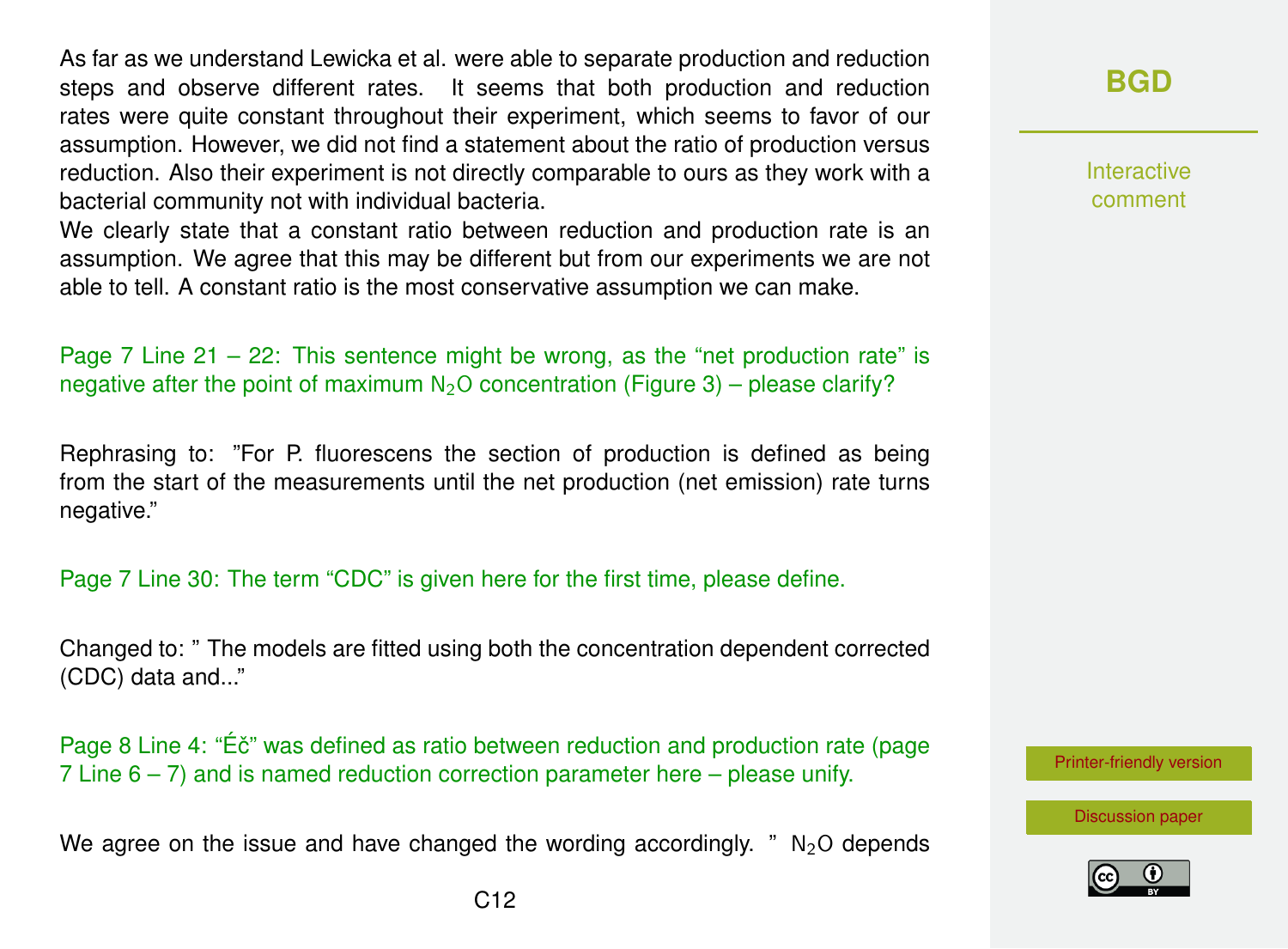As far as we understand Lewicka et al. were able to separate production and reduction steps and observe different rates. It seems that both production and reduction rates were quite constant throughout their experiment, which seems to favor of our assumption. However, we did not find a statement about the ratio of production versus reduction. Also their experiment is not directly comparable to ours as they work with a bacterial community not with individual bacteria.

We clearly state that a constant ratio between reduction and production rate is an assumption. We agree that this may be different but from our experiments we are not able to tell. A constant ratio is the most conservative assumption we can make.

Page 7 Line 21 – 22: This sentence might be wrong, as the "net production rate" is negative after the point of maximum $N_2O$ concentration (Figure 3) – please clarify?

Rephrasing to: "For P. fluorescens the section of production is defined as being from the start of the measurements until the net production (net emission) rate turns negative."

Page 7 Line 30: The term "CDC" is given here for the first time, please define.

Changed to: " The models are fitted using both the concentration dependent corrected (CDC) data and..."

Page 8 Line 4: "Éč" was defined as ratio between reduction and production rate (page 7 Line 6 – 7) and is named reduction correction parameter here – please unify.

We agree on the issue and have changed the wording accordingly. " $N_2O$ depends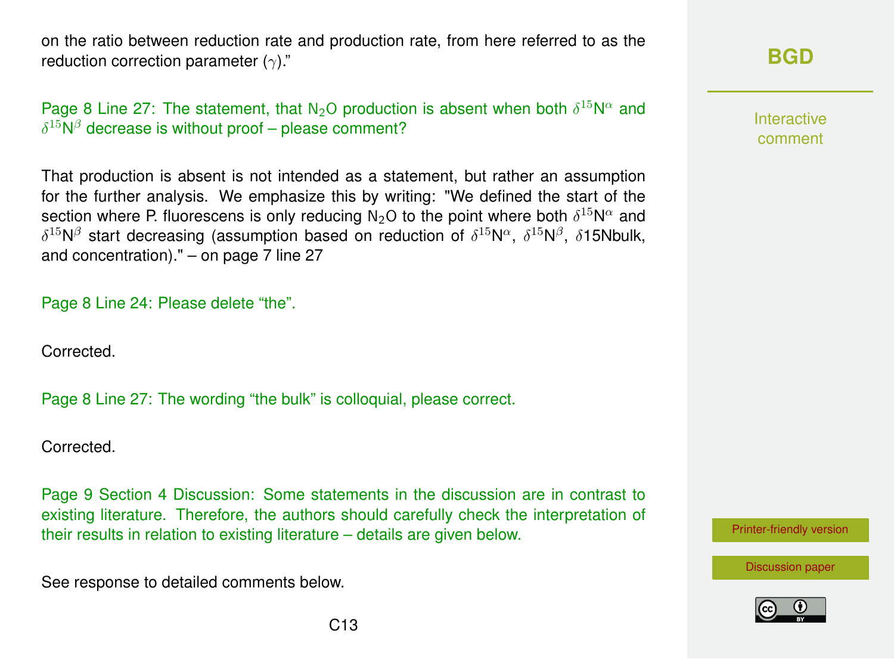on the ratio between reduction rate and production rate, from here referred to as the reduction correction parameter ($\gamma$)."

Page 8 Line 27: The statement, that $N_2O$ production is absent when both $\delta^{15}N^{\alpha}$ and $\delta^{15}N^{\beta}$ decrease is without proof – please comment?

That production is absent is not intended as a statement, but rather an assumption for the further analysis. We emphasize this by writing: "We defined the start of the section where P. fluorescens is only reducing $N_2O$ to the point where both $\delta^{15}N^{\alpha}$ and $\delta^{15}N^{\beta}$ start decreasing (assumption based on reduction of $\delta^{15}N^{\alpha}$, $\delta^{15}N^{\beta}$, $\delta$15Nbulk, and concentration)." – on page 7 line 27

Page 8 Line 24: Please delete "the".

Corrected.

Page 8 Line 27: The wording "the bulk" is colloquial, please correct.

Corrected.

Page 9 Section 4 Discussion: Some statements in the discussion are in contrast to existing literature. Therefore, the authors should carefully check the interpretation of their results in relation to existing literature – details are given below.

See response to detailed comments below.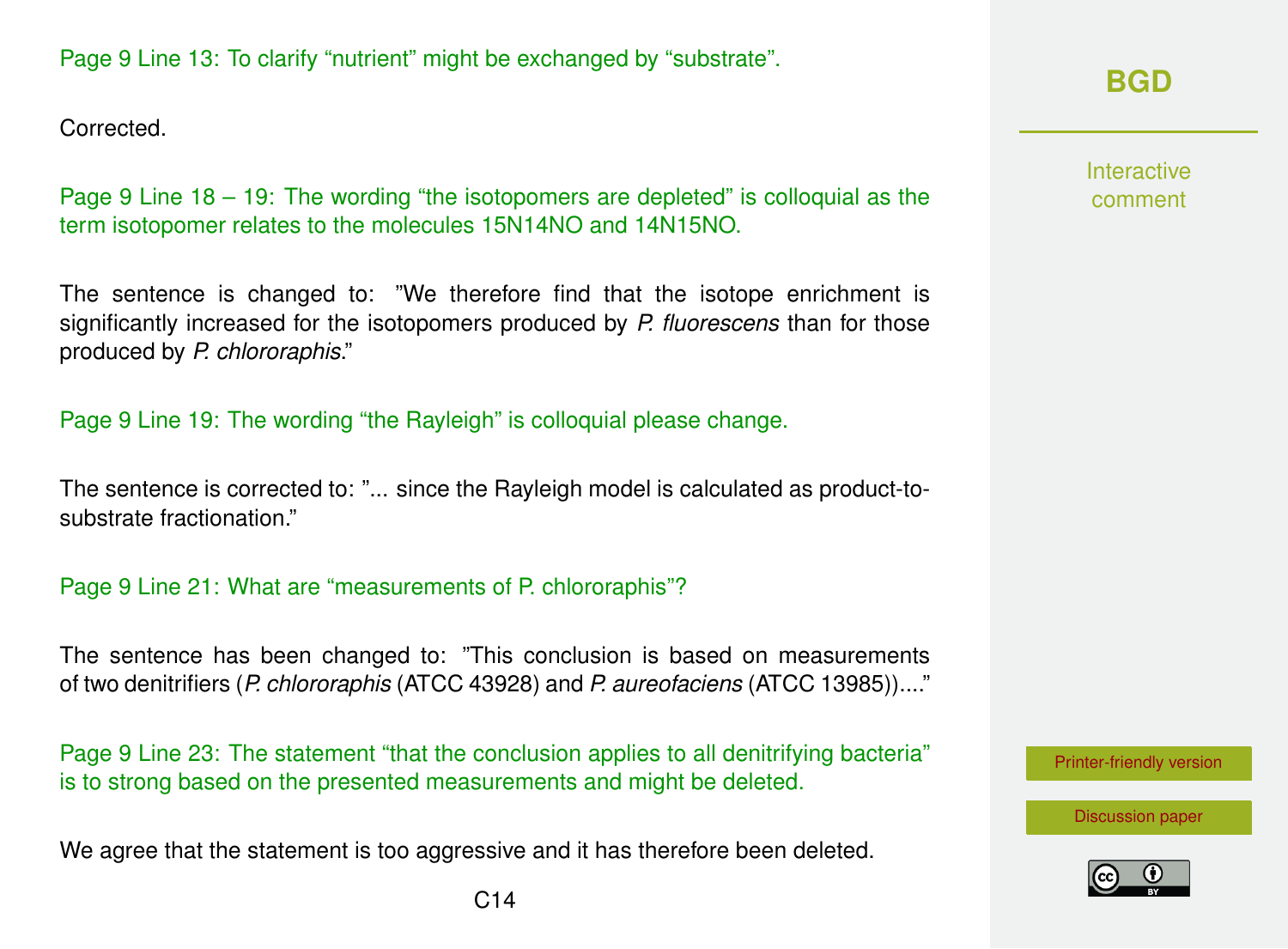Page 9 Line 13: To clarify "nutrient" might be exchanged by "substrate".

Corrected.

Page 9 Line 18 – 19: The wording "the isotopomers are depleted" is colloquial as the term isotopomer relates to the molecules 15N14NO and 14N15NO.

The sentence is changed to: "We therefore find that the isotope enrichment is significantly increased for the isotopomers produced by *P. fluorescens* than for those produced by *P. chlororaphis*."

Page 9 Line 19: The wording "the Rayleigh" is colloquial please change.

The sentence is corrected to: "... since the Rayleigh model is calculated as product-to-substrate fractionation."

Page 9 Line 21: What are "measurements of P. chlororaphis"?

The sentence has been changed to: "This conclusion is based on measurements of two denitrifiers (*P. chlororaphis* (ATCC 43928) and *P. aureofaciens* (ATCC 13985))...."

Page 9 Line 23: The statement "that the conclusion applies to all denitrifying bacteria" is to strong based on the presented measurements and might be deleted.

We agree that the statement is too aggressive and it has therefore been deleted.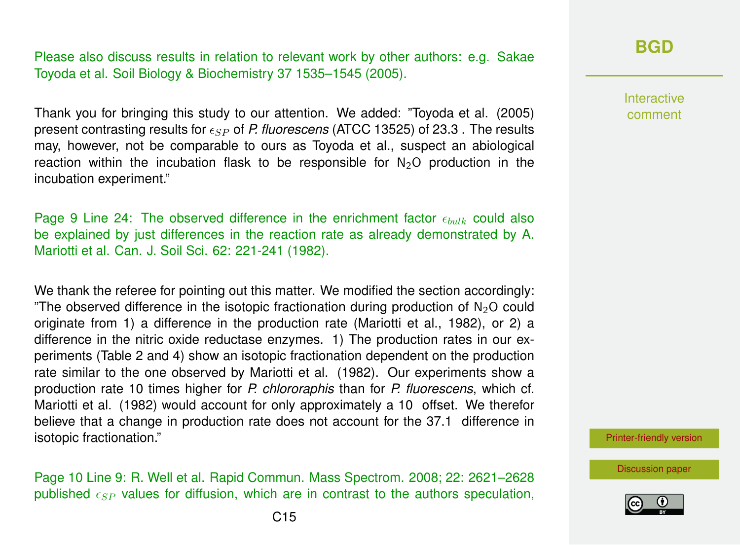Please also discuss results in relation to relevant work by other authors: e.g. Sakae Toyoda et al. Soil Biology & Biochemistry 37 1535–1545 (2005).

Thank you for bringing this study to our attention. We added: "Toyoda et al. (2005) present contrasting results for $\epsilon_{SP}$ of *P. fluorescens* (ATCC 13525) of 23.3 . The results may, however, not be comparable to ours as Toyoda et al., suspect an abiological reaction within the incubation flask to be responsible for $N_2O$ production in the incubation experiment."

Page 9 Line 24: The observed difference in the enrichment factor $\epsilon_{bulk}$ could also be explained by just differences in the reaction rate as already demonstrated by A. Mariotti et al. Can. J. Soil Sci. 62: 221-241 (1982).

We thank the referee for pointing out this matter. We modified the section accordingly: "The observed difference in the isotopic fractionation during production of $N_2O$ could originate from 1) a difference in the production rate (Mariotti et al., 1982), or 2) a difference in the nitric oxide reductase enzymes. 1) The production rates in our experiments (Table 2 and 4) show an isotopic fractionation dependent on the production rate similar to the one observed by Mariotti et al. (1982). Our experiments show a production rate 10 times higher for *P. chlororaphis* than for *P. fluorescens*, which cf. Mariotti et al. (1982) would account for only approximately a 10  offset. We therefor believe that a change in production rate does not account for the 37.1  difference in isotopic fractionation."

Page 10 Line 9: R. Well et al. Rapid Commun. Mass Spectrom. 2008; 22: 2621–2628 published $\epsilon_{SP}$ values for diffusion, which are in contrast to the authors speculation,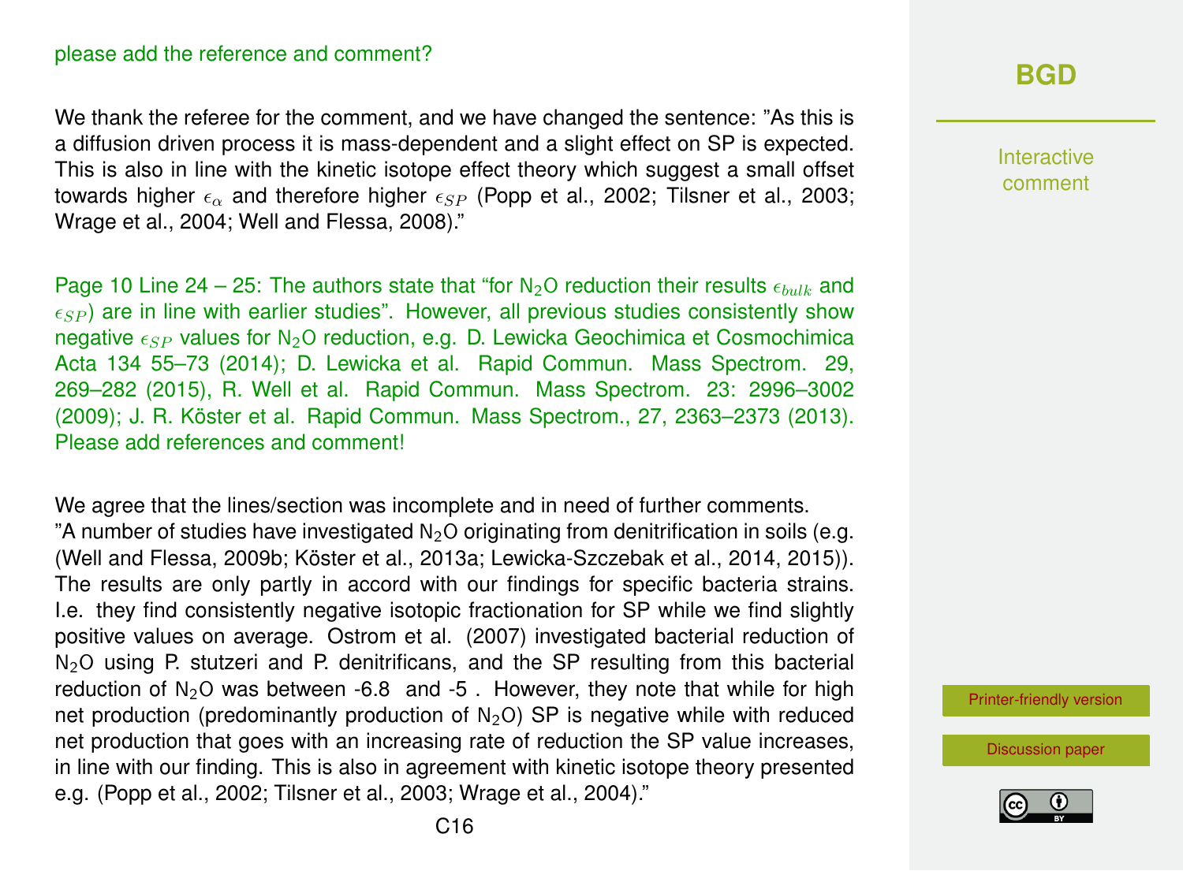please add the reference and comment?

We thank the referee for the comment, and we have changed the sentence: "As this is a diffusion driven process it is mass-dependent and a slight effect on SP is expected. This is also in line with the kinetic isotope effect theory which suggest a small offset towards higher $\epsilon_\alpha$ and therefore higher $\epsilon_{SP}$ (Popp et al., 2002; Tilsner et al., 2003; Wrage et al., 2004; Well and Flessa, 2008)."

Page 10 Line 24 – 25: The authors state that "for $N_2O$ reduction their results $\epsilon_{bulk}$ and $\epsilon_{SP}$) are in line with earlier studies". However, all previous studies consistently show negative $\epsilon_{SP}$ values for $N_2O$ reduction, e.g. D. Lewicka Geochimica et Cosmochimica Acta 134 55–73 (2014); D. Lewicka et al. Rapid Commun. Mass Spectrom. 29, 269–282 (2015), R. Well et al. Rapid Commun. Mass Spectrom. 23: 2996–3002 (2009); J. R. Köster et al. Rapid Commun. Mass Spectrom., 27, 2363–2373 (2013). Please add references and comment!

We agree that the lines/section was incomplete and in need of further comments.
"A number of studies have investigated $N_2O$ originating from denitrification in soils (e.g. (Well and Flessa, 2009b; Köster et al., 2013a; Lewicka-Szczebak et al., 2014, 2015)). The results are only partly in accord with our findings for specific bacteria strains. I.e. they find consistently negative isotopic fractionation for SP while we find slightly positive values on average. Ostrom et al. (2007) investigated bacterial reduction of $N_2O$ using P. stutzeri and P. denitrificans, and the SP resulting from this bacterial reduction of $N_2O$ was between -6.8 and -5 . However, they note that while for high net production (predominantly production of $N_2O$) SP is negative while with reduced net production that goes with an increasing rate of reduction the SP value increases, in line with our finding. This is also in agreement with kinetic isotope theory presented e.g. (Popp et al., 2002; Tilsner et al., 2003; Wrage et al., 2004)."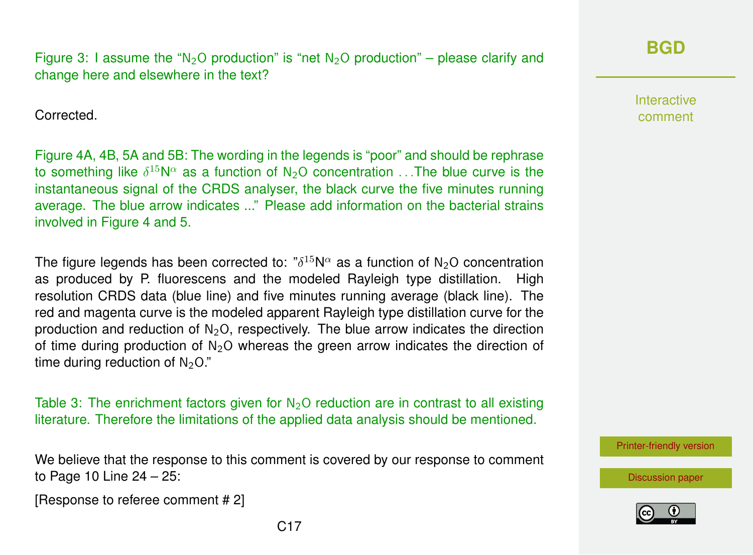Figure 3: I assume the "$N_2O$ production" is "net $N_2O$ production" – please clarify and change here and elsewhere in the text?

Corrected.

Figure 4A, 4B, 5A and 5B: The wording in the legends is "poor" and should be rephrase to something like $\delta^{15}N^{\alpha}$ as a function of $N_2O$ concentration ...The blue curve is the instantaneous signal of the CRDS analyser, the black curve the five minutes running average. The blue arrow indicates ..." Please add information on the bacterial strains involved in Figure 4 and 5.

The figure legends has been corrected to: "$\delta^{15}N^{\alpha}$ as a function of $N_2O$ concentration as produced by P. fluorescens and the modeled Rayleigh type distillation. High resolution CRDS data (blue line) and five minutes running average (black line). The red and magenta curve is the modeled apparent Rayleigh type distillation curve for the production and reduction of $N_2O$, respectively. The blue arrow indicates the direction of time during production of $N_2O$ whereas the green arrow indicates the direction of time during reduction of $N_2O$."

Table 3: The enrichment factors given for $N_2O$ reduction are in contrast to all existing literature. Therefore the limitations of the applied data analysis should be mentioned.

We believe that the response to this comment is covered by our response to comment to Page 10 Line 24 – 25:

[Response to referee comment # 2]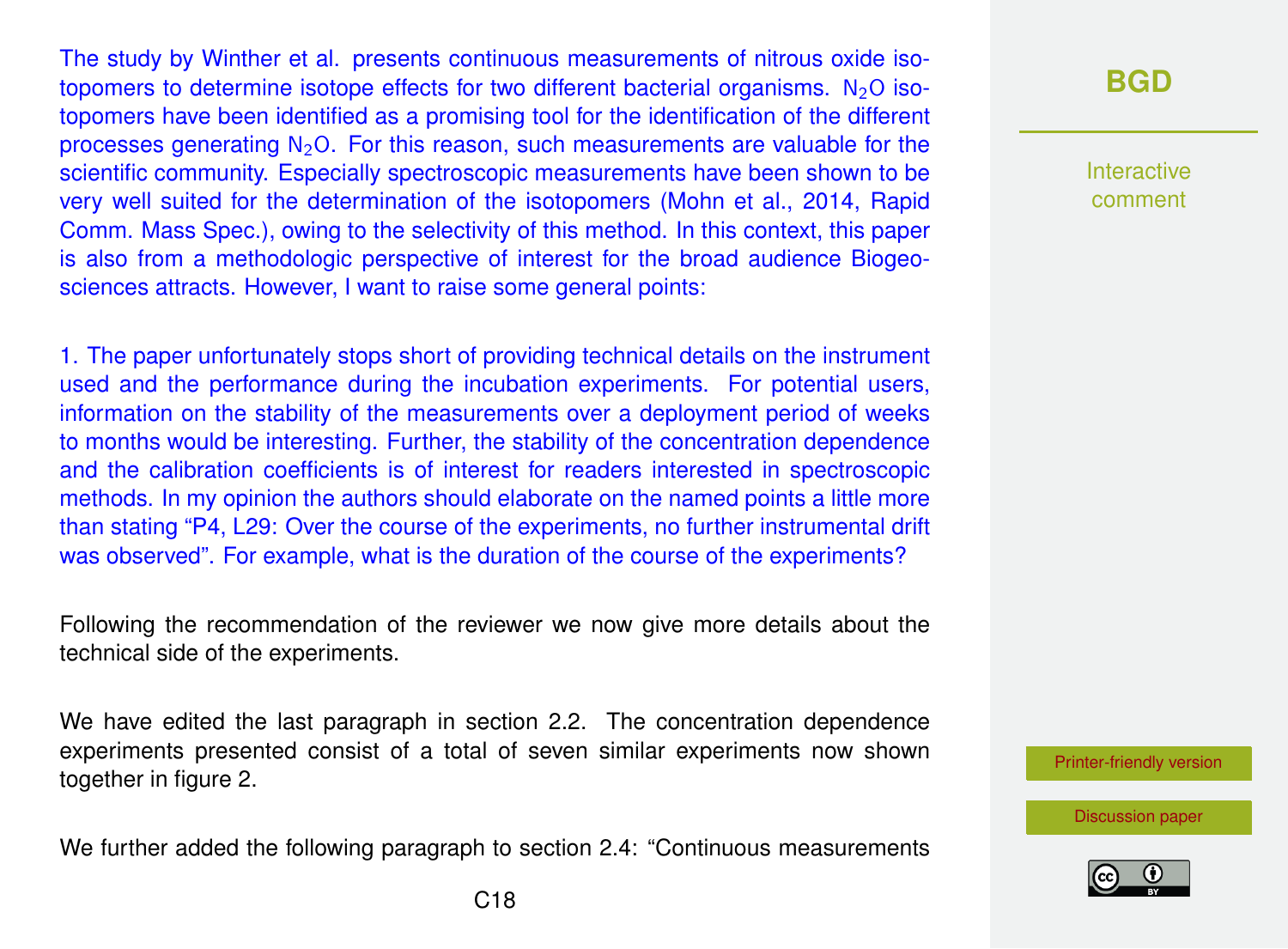The study by Winther et al. presents continuous measurements of nitrous oxide isotopomers to determine isotope effects for two different bacterial organisms. $N_2O$ isotopomers have been identified as a promising tool for the identification of the different processes generating $N_2O$. For this reason, such measurements are valuable for the scientific community. Especially spectroscopic measurements have been shown to be very well suited for the determination of the isotopomers (Mohn et al., 2014, Rapid Comm. Mass Spec.), owing to the selectivity of this method. In this context, this paper is also from a methodologic perspective of interest for the broad audience Biogeosciences attracts. However, I want to raise some general points:

1. The paper unfortunately stops short of providing technical details on the instrument used and the performance during the incubation experiments. For potential users, information on the stability of the measurements over a deployment period of weeks to months would be interesting. Further, the stability of the concentration dependence and the calibration coefficients is of interest for readers interested in spectroscopic methods. In my opinion the authors should elaborate on the named points a little more than stating "P4, L29: Over the course of the experiments, no further instrumental drift was observed". For example, what is the duration of the course of the experiments?

Following the recommendation of the reviewer we now give more details about the technical side of the experiments.

We have edited the last paragraph in section 2.2. The concentration dependence experiments presented consist of a total of seven similar experiments now shown together in figure 2.

We further added the following paragraph to section 2.4: "Continuous measurements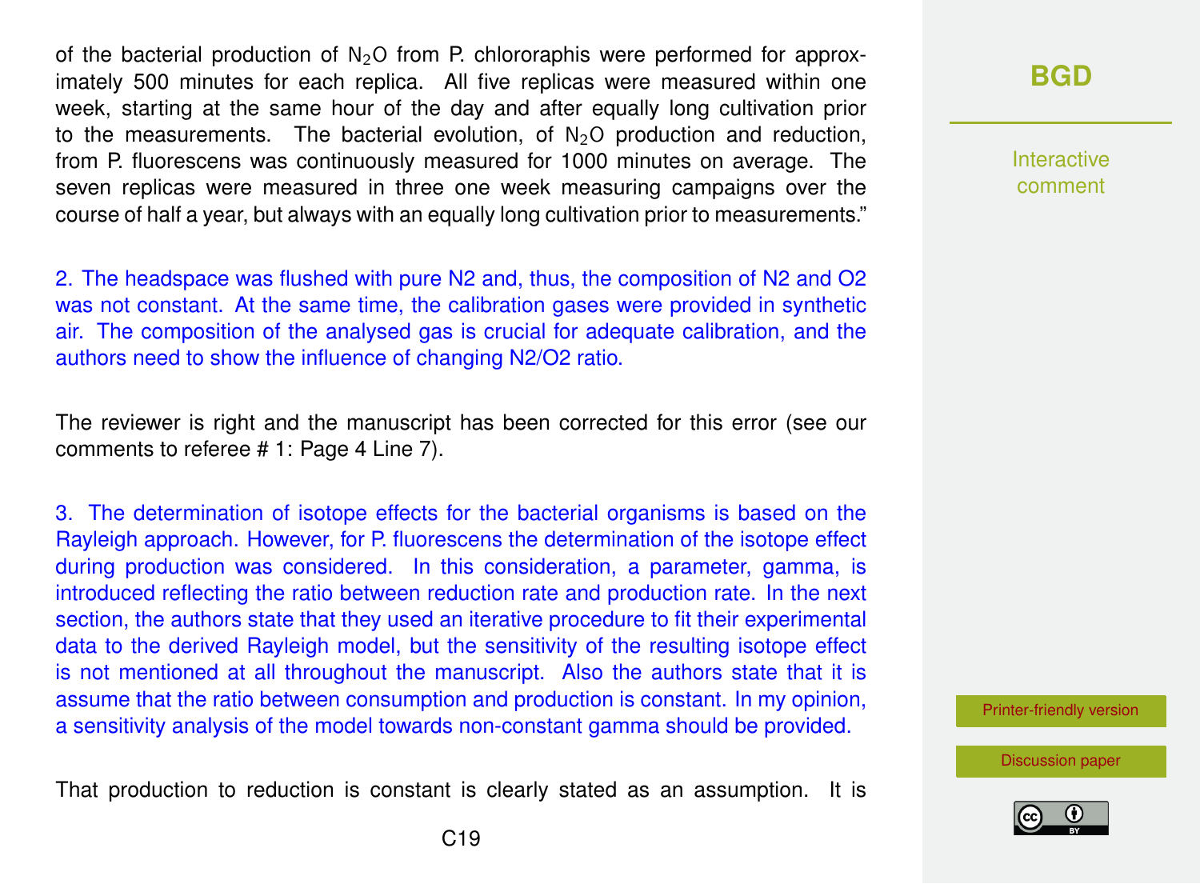of the bacterial production of $N_2O$ from P. chlororaphis were performed for approximately 500 minutes for each replica. All five replicas were measured within one week, starting at the same hour of the day and after equally long cultivation prior to the measurements. The bacterial evolution, of $N_2O$ production and reduction, from P. fluorescens was continuously measured for 1000 minutes on average. The seven replicas were measured in three one week measuring campaigns over the course of half a year, but always with an equally long cultivation prior to measurements."

2. The headspace was flushed with pure N2 and, thus, the composition of N2 and O2 was not constant. At the same time, the calibration gases were provided in synthetic air. The composition of the analysed gas is crucial for adequate calibration, and the authors need to show the influence of changing N2/O2 ratio.

The reviewer is right and the manuscript has been corrected for this error (see our comments to referee # 1: Page 4 Line 7).

3. The determination of isotope effects for the bacterial organisms is based on the Rayleigh approach. However, for P. fluorescens the determination of the isotope effect during production was considered. In this consideration, a parameter, gamma, is introduced reflecting the ratio between reduction rate and production rate. In the next section, the authors state that they used an iterative procedure to fit their experimental data to the derived Rayleigh model, but the sensitivity of the resulting isotope effect is not mentioned at all throughout the manuscript. Also the authors state that it is assume that the ratio between consumption and production is constant. In my opinion, a sensitivity analysis of the model towards non-constant gamma should be provided.

That production to reduction is constant is clearly stated as an assumption. It is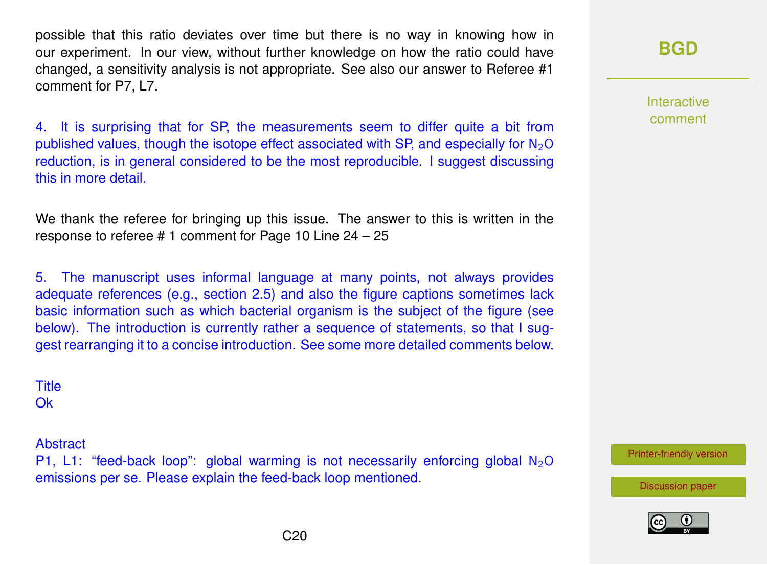possible that this ratio deviates over time but there is no way in knowing how in our experiment. In our view, without further knowledge on how the ratio could have changed, a sensitivity analysis is not appropriate. See also our answer to Referee #1 comment for P7, L7.

4. It is surprising that for SP, the measurements seem to differ quite a bit from published values, though the isotope effect associated with SP, and especially for $N_2O$ reduction, is in general considered to be the most reproducible. I suggest discussing this in more detail.

We thank the referee for bringing up this issue. The answer to this is written in the response to referee # 1 comment for Page 10 Line 24 – 25

5. The manuscript uses informal language at many points, not always provides adequate references (e.g., section 2.5) and also the figure captions sometimes lack basic information such as which bacterial organism is the subject of the figure (see below). The introduction is currently rather a sequence of statements, so that I suggest rearranging it to a concise introduction. See some more detailed comments below.

Title
Ok

Abstract
P1, L1: "feed-back loop": global warming is not necessarily enforcing global $N_2O$ emissions per se. Please explain the feed-back loop mentioned.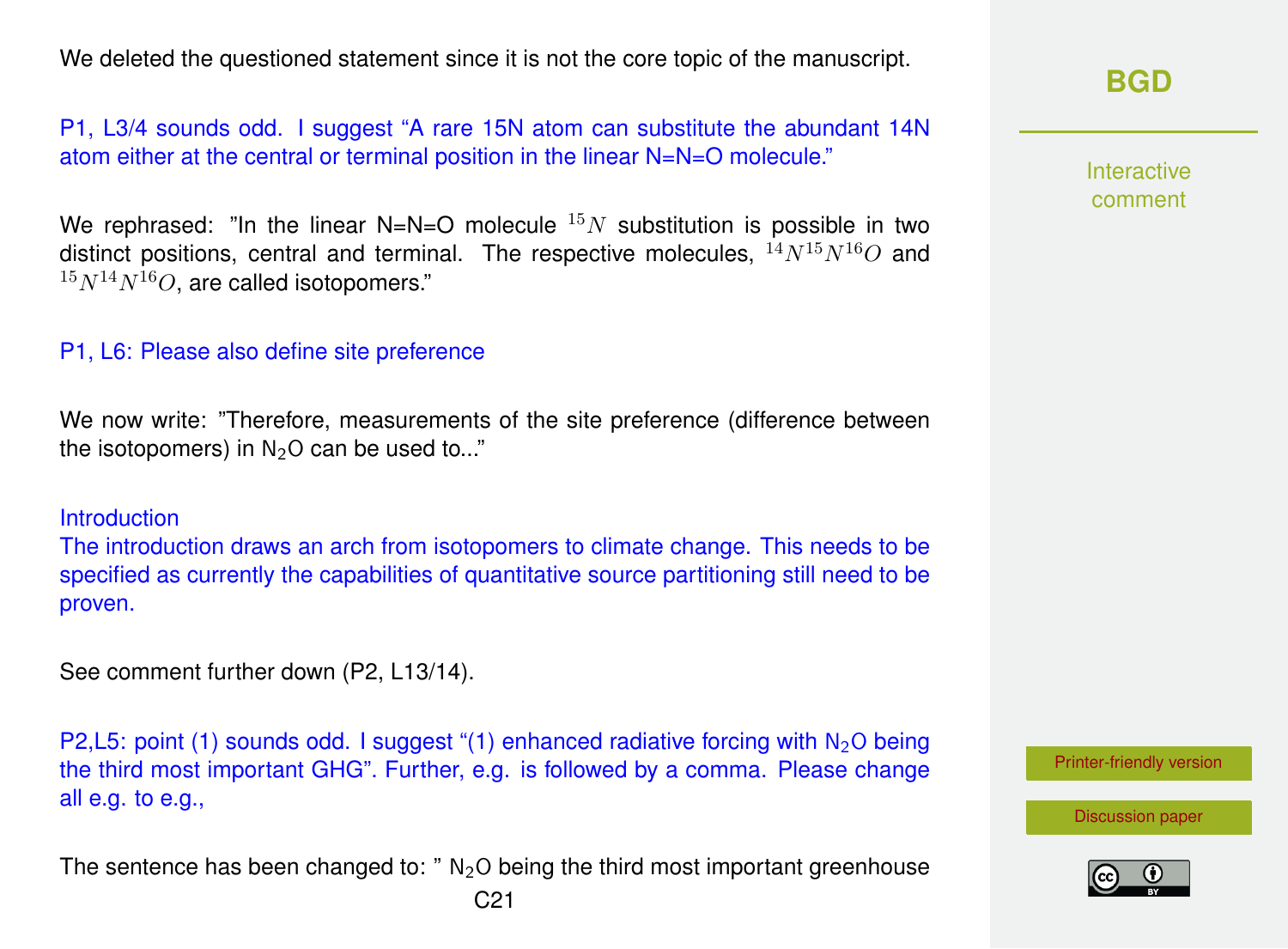We deleted the questioned statement since it is not the core topic of the manuscript.

P1, L3/4 sounds odd. I suggest "A rare 15N atom can substitute the abundant 14N atom either at the central or terminal position in the linear N=N=O molecule."

We rephrased: "In the linear N=N=O molecule $^{15}N$ substitution is possible in two distinct positions, central and terminal. The respective molecules, $^{14}N^{15}N^{16}O$ and $^{15}N^{14}N^{16}O$, are called isotopomers."

P1, L6: Please also define site preference

We now write: "Therefore, measurements of the site preference (difference between the isotopomers) in $N_2O$ can be used to..."

Introduction

The introduction draws an arch from isotopomers to climate change. This needs to be specified as currently the capabilities of quantitative source partitioning still need to be proven.

See comment further down (P2, L13/14).

P2,L5: point (1) sounds odd. I suggest "(1) enhanced radiative forcing with $N_2O$ being the third most important GHG". Further, e.g. is followed by a comma. Please change all e.g. to e.g.,

The sentence has been changed to: " $N_2O$ being the third most important greenhouse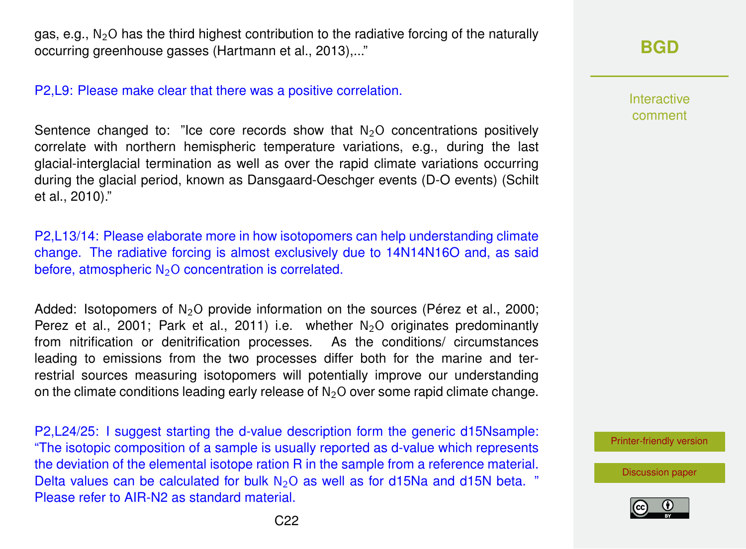gas, e.g., $N_2O$ has the third highest contribution to the radiative forcing of the naturally occurring greenhouse gasses (Hartmann et al., 2013),..."

P2,L9: Please make clear that there was a positive correlation.

Sentence changed to: "Ice core records show that $N_2O$ concentrations positively correlate with northern hemispheric temperature variations, e.g., during the last glacial-interglacial termination as well as over the rapid climate variations occurring during the glacial period, known as Dansgaard-Oeschger events (D-O events) (Schilt et al., 2010)."

P2,L13/14: Please elaborate more in how isotopomers can help understanding climate change. The radiative forcing is almost exclusively due to 14N14N16O and, as said before, atmospheric $N_2O$ concentration is correlated.

Added: Isotopomers of $N_2O$ provide information on the sources (Pérez et al., 2000; Perez et al., 2001; Park et al., 2011) i.e. whether $N_2O$ originates predominantly from nitrification or denitrification processes. As the conditions/ circumstances leading to emissions from the two processes differ both for the marine and terrestrial sources measuring isotopomers will potentially improve our understanding on the climate conditions leading early release of $N_2O$ over some rapid climate change.

P2,L24/25: I suggest starting the d-value description form the generic d15Nsample: "The isotopic composition of a sample is usually reported as d-value which represents the deviation of the elemental isotope ration R in the sample from a reference material. Delta values can be calculated for bulk $N_2O$ as well as for d15Na and d15N beta. " Please refer to AIR-N2 as standard material.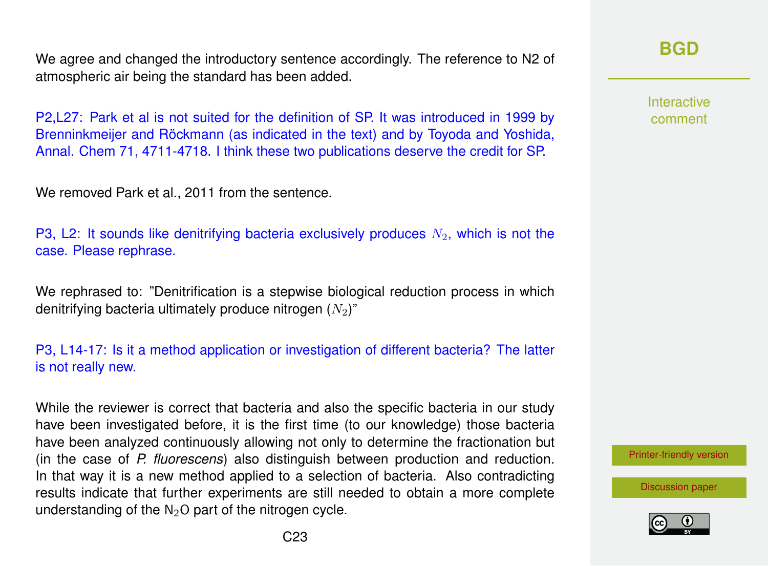We agree and changed the introductory sentence accordingly. The reference to N2 of atmospheric air being the standard has been added.

P2,L27: Park et al is not suited for the definition of SP. It was introduced in 1999 by Brenninkmeijer and Röckmann (as indicated in the text) and by Toyoda and Yoshida, Annal. Chem 71, 4711-4718. I think these two publications deserve the credit for SP.

We removed Park et al., 2011 from the sentence.

P3, L2: It sounds like denitrifying bacteria exclusively produces $N_2$, which is not the case. Please rephrase.

We rephrased to: "Denitrification is a stepwise biological reduction process in which denitrifying bacteria ultimately produce nitrogen ($N_2$)"

P3, L14-17: Is it a method application or investigation of different bacteria? The latter is not really new.

While the reviewer is correct that bacteria and also the specific bacteria in our study have been investigated before, it is the first time (to our knowledge) those bacteria have been analyzed continuously allowing not only to determine the fractionation but (in the case of *P. fluorescens*) also distinguish between production and reduction. In that way it is a new method applied to a selection of bacteria. Also contradicting results indicate that further experiments are still needed to obtain a more complete understanding of the $N_2O$ part of the nitrogen cycle.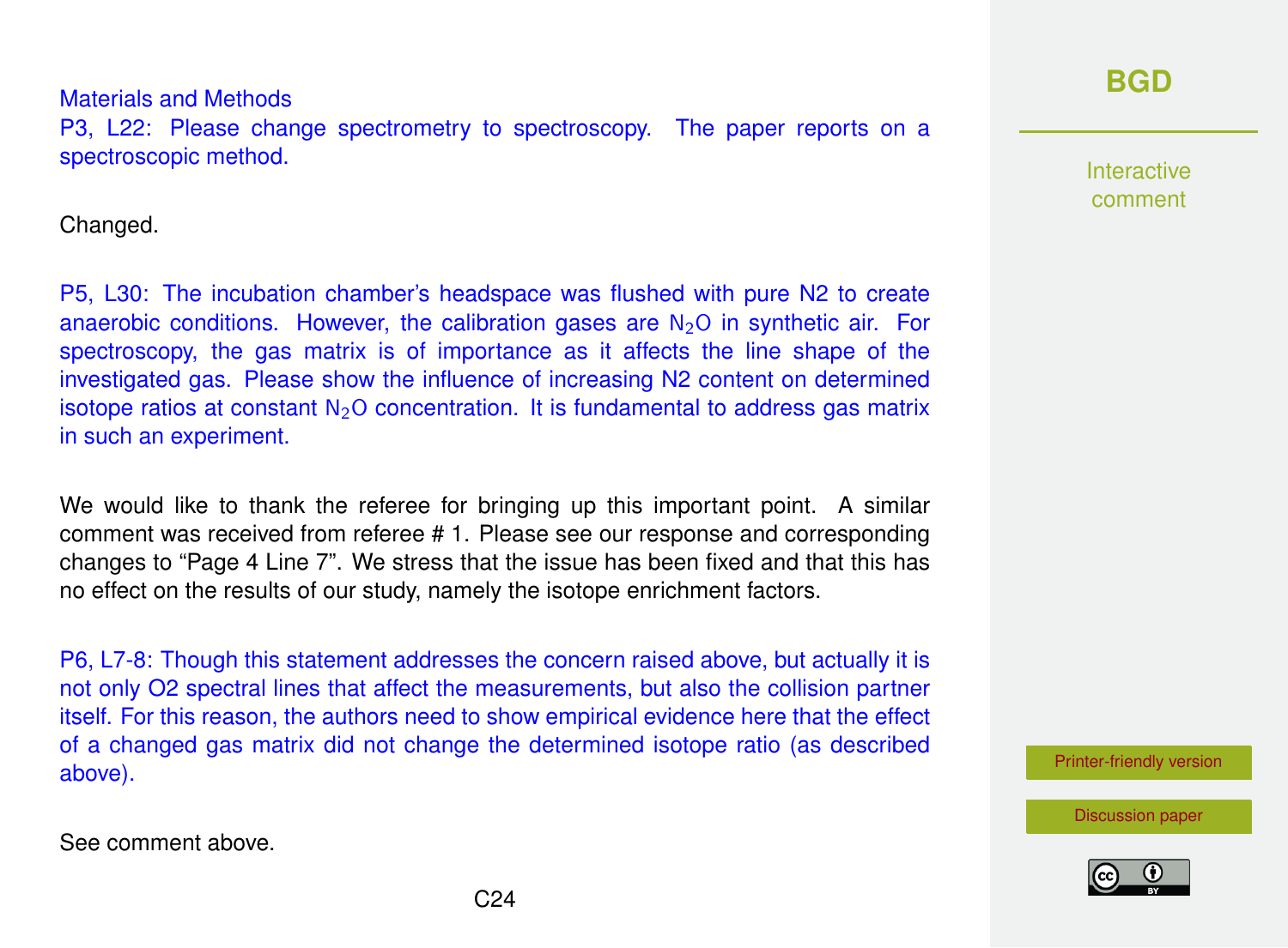Materials and Methods

P3, L22: Please change spectrometry to spectroscopy. The paper reports on a spectroscopic method.

Changed.

P5, L30: The incubation chamber's headspace was flushed with pure N2 to create anaerobic conditions. However, the calibration gases are $N_2O$ in synthetic air. For spectroscopy, the gas matrix is of importance as it affects the line shape of the investigated gas. Please show the influence of increasing N2 content on determined isotope ratios at constant $N_2O$ concentration. It is fundamental to address gas matrix in such an experiment.

We would like to thank the referee for bringing up this important point. A similar comment was received from referee # 1. Please see our response and corresponding changes to "Page 4 Line 7". We stress that the issue has been fixed and that this has no effect on the results of our study, namely the isotope enrichment factors.

P6, L7-8: Though this statement addresses the concern raised above, but actually it is not only O2 spectral lines that affect the measurements, but also the collision partner itself. For this reason, the authors need to show empirical evidence here that the effect of a changed gas matrix did not change the determined isotope ratio (as described above).

See comment above.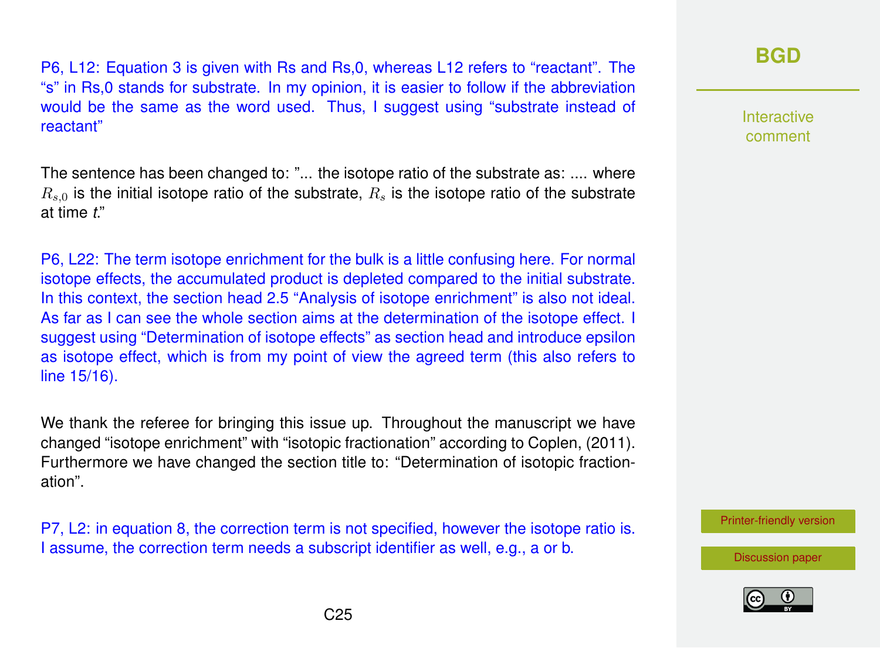P6, L12: Equation 3 is given with Rs and Rs,0, whereas L12 refers to “reactant”. The “s” in Rs,0 stands for substrate. In my opinion, it is easier to follow if the abbreviation would be the same as the word used. Thus, I suggest using “substrate instead of reactant”

The sentence has been changed to: ”... the isotope ratio of the substrate as: .... where $R_{s,0}$ is the initial isotope ratio of the substrate, $R_s$ is the isotope ratio of the substrate at time *t*.”

P6, L22: The term isotope enrichment for the bulk is a little confusing here. For normal isotope effects, the accumulated product is depleted compared to the initial substrate. In this context, the section head 2.5 “Analysis of isotope enrichment” is also not ideal. As far as I can see the whole section aims at the determination of the isotope effect. I suggest using “Determination of isotope effects” as section head and introduce epsilon as isotope effect, which is from my point of view the agreed term (this also refers to line 15/16).

We thank the referee for bringing this issue up. Throughout the manuscript we have changed “isotope enrichment” with “isotopic fractionation” according to Coplen, (2011). Furthermore we have changed the section title to: “Determination of isotopic fractionation”.

P7, L2: in equation 8, the correction term is not specified, however the isotope ratio is. I assume, the correction term needs a subscript identifier as well, e.g., a or b.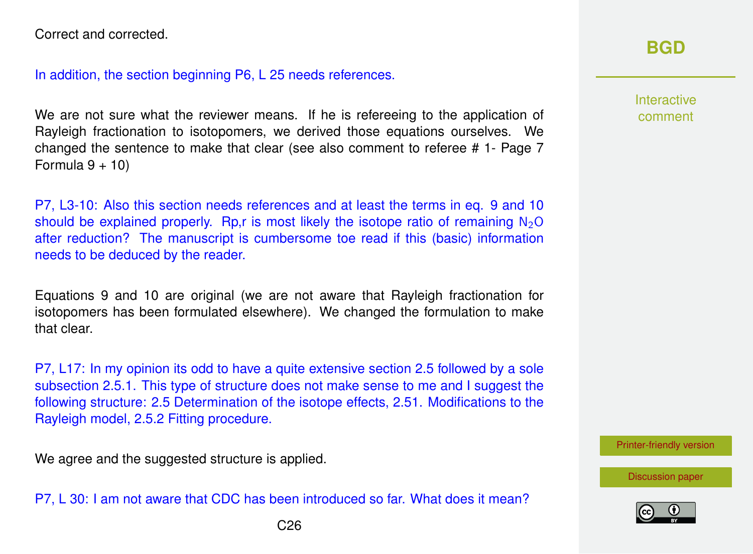Correct and corrected.

In addition, the section beginning P6, L 25 needs references.

We are not sure what the reviewer means. If he is refereeing to the application of Rayleigh fractionation to isotopomers, we derived those equations ourselves. We changed the sentence to make that clear (see also comment to referee # 1- Page 7 Formula 9 + 10)

P7, L3-10: Also this section needs references and at least the terms in eq. 9 and 10 should be explained properly. Rp,r is most likely the isotope ratio of remaining $N_2O$ after reduction? The manuscript is cumbersome toe read if this (basic) information needs to be deduced by the reader.

Equations 9 and 10 are original (we are not aware that Rayleigh fractionation for isotopomers has been formulated elsewhere). We changed the formulation to make that clear.

P7, L17: In my opinion its odd to have a quite extensive section 2.5 followed by a sole subsection 2.5.1. This type of structure does not make sense to me and I suggest the following structure: 2.5 Determination of the isotope effects, 2.51. Modifications to the Rayleigh model, 2.5.2 Fitting procedure.

We agree and the suggested structure is applied.

P7, L 30: I am not aware that CDC has been introduced so far. What does it mean?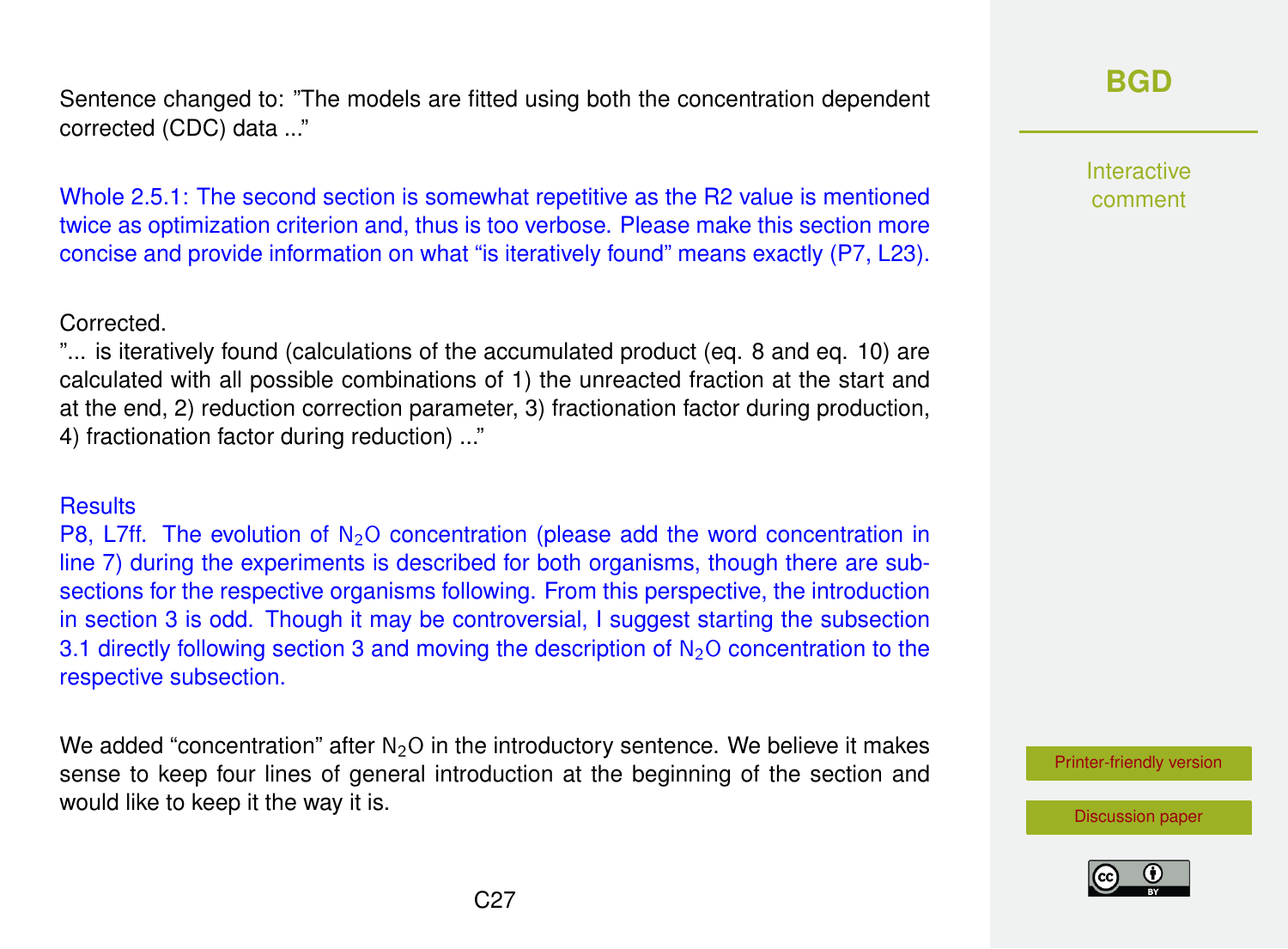Sentence changed to: "The models are fitted using both the concentration dependent corrected (CDC) data ..."

Whole 2.5.1: The second section is somewhat repetitive as the R2 value is mentioned twice as optimization criterion and, thus is too verbose. Please make this section more concise and provide information on what "is iteratively found" means exactly (P7, L23).

Corrected.

"... is iteratively found (calculations of the accumulated product (eq. 8 and eq. 10) are calculated with all possible combinations of 1) the unreacted fraction at the start and at the end, 2) reduction correction parameter, 3) fractionation factor during production, 4) fractionation factor during reduction) ..."

Results

P8, L7ff. The evolution of $N_2O$ concentration (please add the word concentration in line 7) during the experiments is described for both organisms, though there are subsections for the respective organisms following. From this perspective, the introduction in section 3 is odd. Though it may be controversial, I suggest starting the subsection 3.1 directly following section 3 and moving the description of $N_2O$ concentration to the respective subsection.

We added "concentration" after $N_2O$ in the introductory sentence. We believe it makes sense to keep four lines of general introduction at the beginning of the section and would like to keep it the way it is.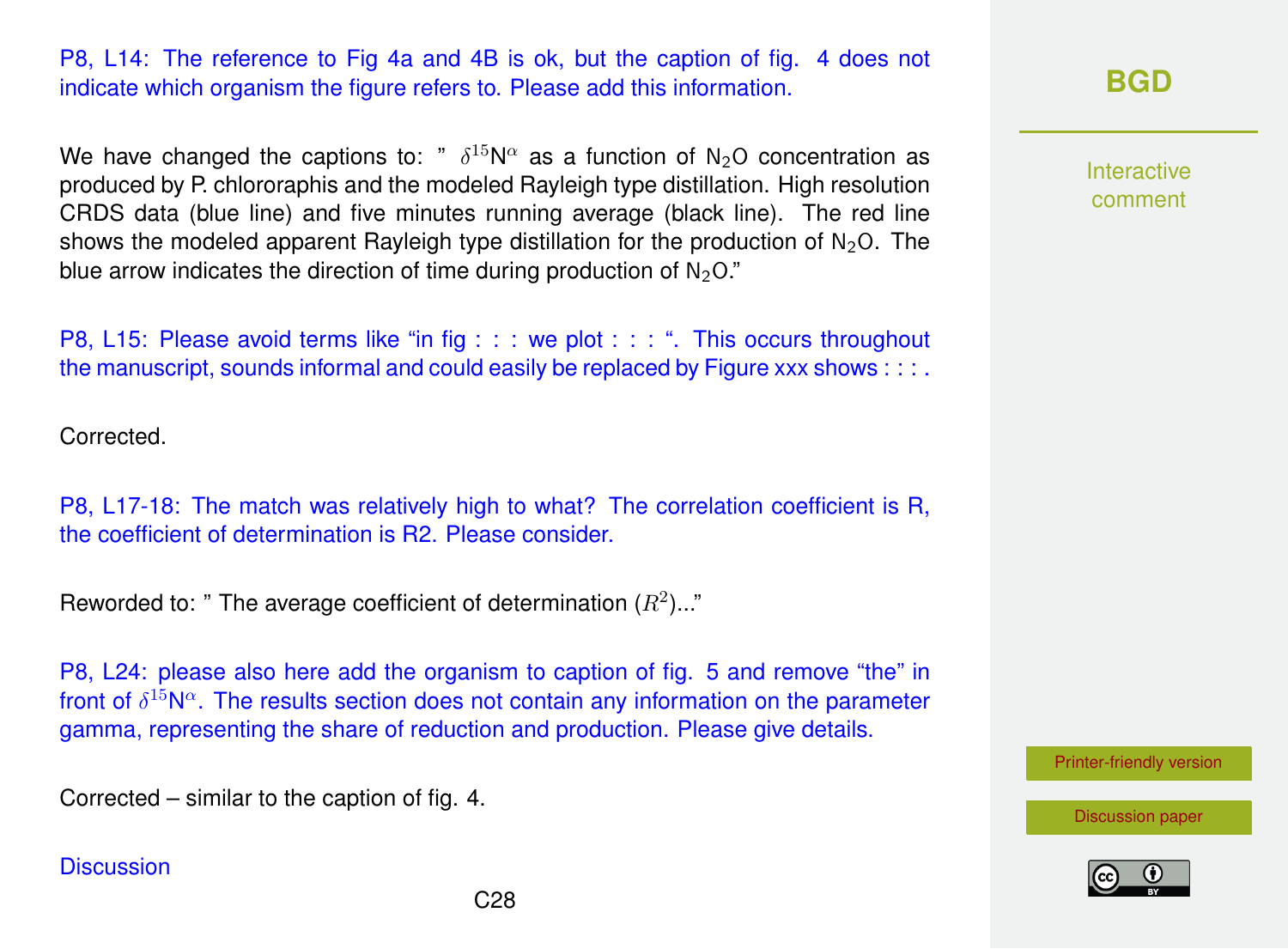P8, L14: The reference to Fig 4a and 4B is ok, but the caption of fig. 4 does not indicate which organism the figure refers to. Please add this information.

We have changed the captions to: " $\delta^{15}N^{\alpha}$ as a function of $N_2O$ concentration as produced by P. chlororaphis and the modeled Rayleigh type distillation. High resolution CRDS data (blue line) and five minutes running average (black line). The red line shows the modeled apparent Rayleigh type distillation for the production of $N_2O$. The blue arrow indicates the direction of time during production of $N_2O$."

P8, L15: Please avoid terms like "in fig : : : we plot : : : ". This occurs throughout the manuscript, sounds informal and could easily be replaced by Figure xxx shows : : : .

Corrected.

P8, L17-18: The match was relatively high to what? The correlation coefficient is R, the coefficient of determination is R2. Please consider.

Reworded to: " The average coefficient of determination ($R^2$)..."

P8, L24: please also here add the organism to caption of fig. 5 and remove "the" in front of $\delta^{15}N^{\alpha}$. The results section does not contain any information on the parameter gamma, representing the share of reduction and production. Please give details.

Corrected – similar to the caption of fig. 4.

Discussion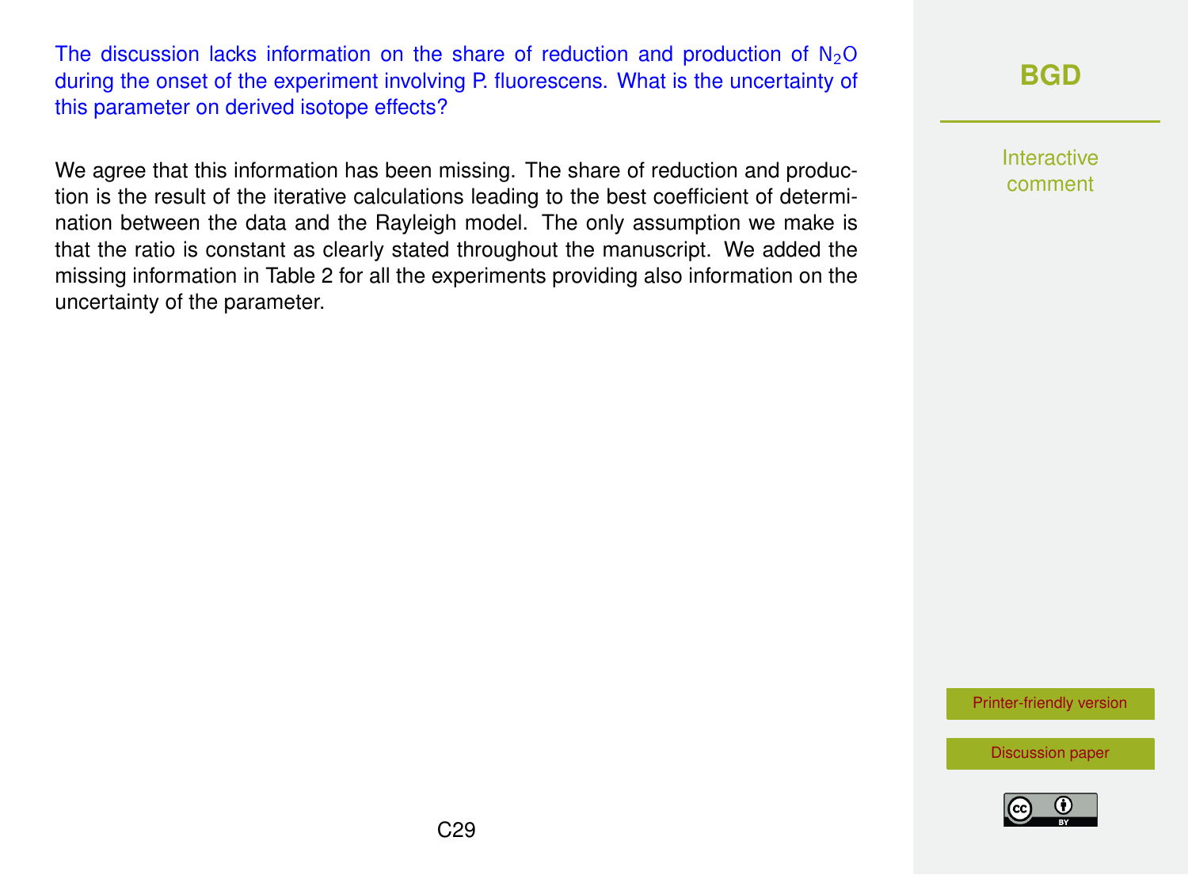The discussion lacks information on the share of reduction and production of $N_2O$ during the onset of the experiment involving P. fluorescens. What is the uncertainty of this parameter on derived isotope effects?

We agree that this information has been missing. The share of reduction and production is the result of the iterative calculations leading to the best coefficient of determination between the data and the Rayleigh model. The only assumption we make is that the ratio is constant as clearly stated throughout the manuscript. We added the missing information in Table 2 for all the experiments providing also information on the uncertainty of the parameter.